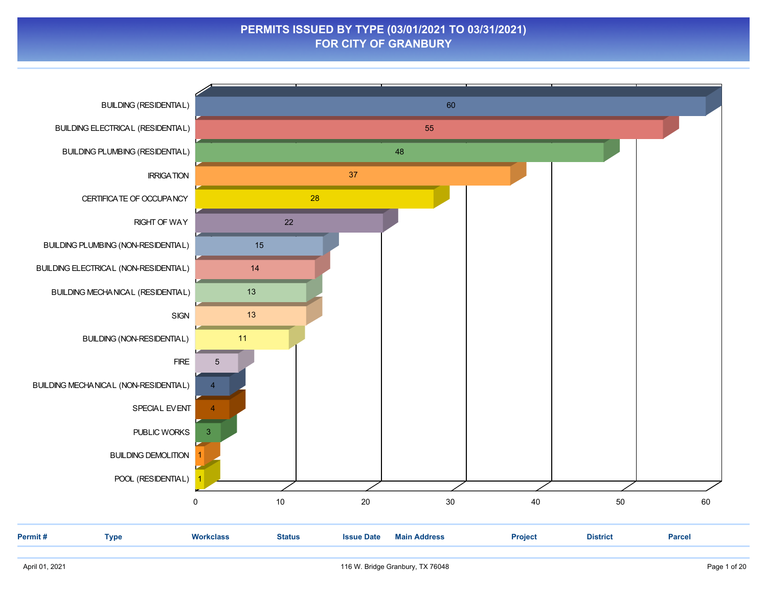# PERMITS ISSUED BY TYPE (03/01/2021 TO 03/31/2021)
## FOR CITY OF GRANBURY

| Permit Type | Count |
|---|---|
| BUILDING (RESIDENTIAL) | 60 |
| BUILDING ELECTRICAL (RESIDENTIAL) | 55 |
| BUILDING PLUMBING (RESIDENTIAL) | 48 |
| IRRIGATION | 37 |
| CERTIFICATE OF OCCUPANCY | 28 |
| RIGHT OF WAY | 22 |
| BUILDING PLUMBING (NON-RESIDENTIAL) | 15 |
| BUILDING ELECTRICAL (NON-RESIDENTIAL) | 14 |
| BUILDING MECHANICAL (RESIDENTIAL) | 13 |
| SIGN | 13 |
| BUILDING (NON-RESIDENTIAL) | 11 |
| FIRE | 5 |
| BUILDING MECHANICAL (NON-RESIDENTIAL) | 4 |
| SPECIAL EVENT | 4 |
| PUBLIC WORKS | 3 |
| BUILDING DEMOLITION | 1 |
| POOL (RESIDENTIAL) | 1 |

| Permit # | Type | Workclass | Status | Issue Date | Main Address | Project | District | Parcel |
|---|---|---|---|---|---|---|---|---|

April 01, 2021 116 W. Bridge Granbury, TX 76048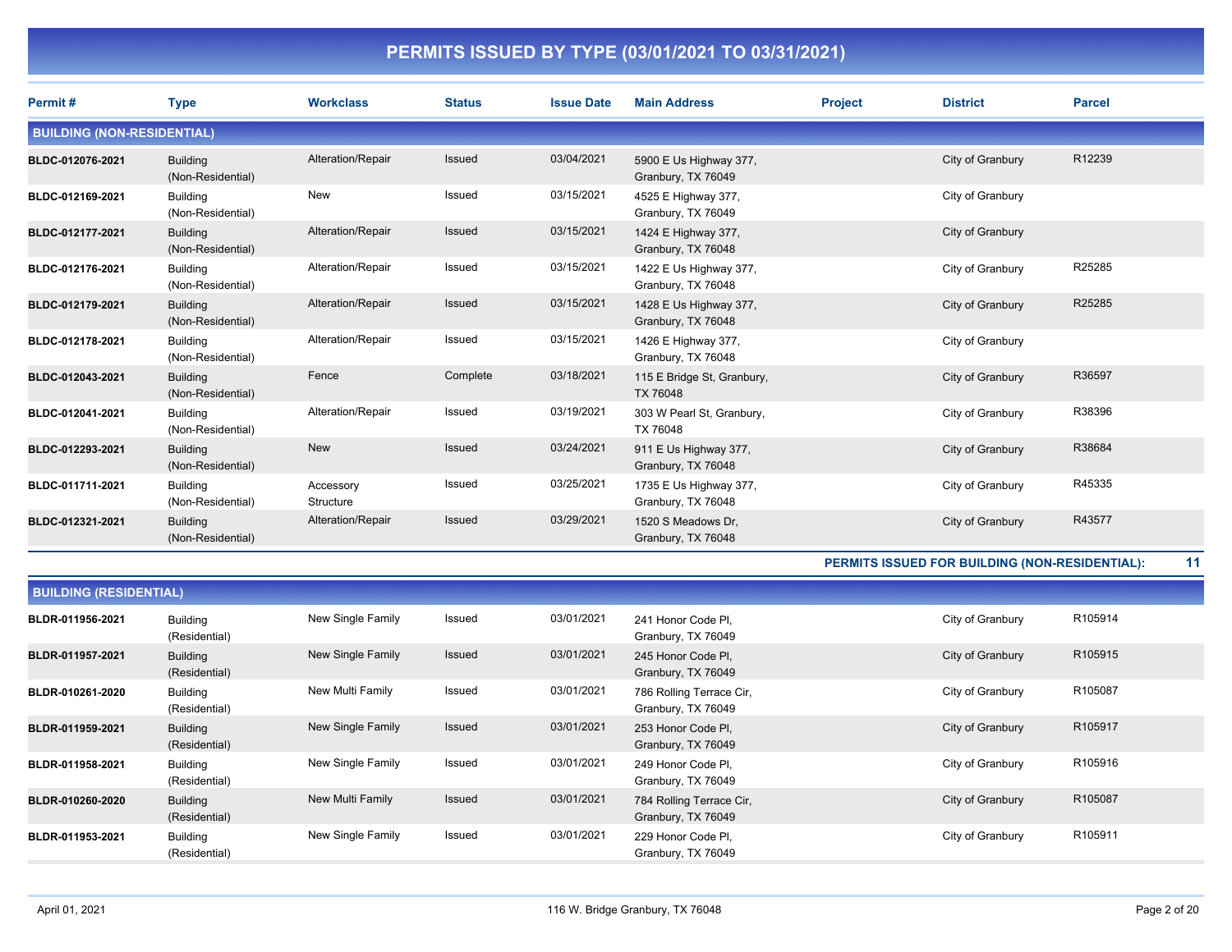# PERMITS ISSUED BY TYPE (03/01/2021 TO 03/31/2021)

| Permit # | Type | Workclass | Status | Issue Date | Main Address | Project | District | Parcel |
|---|---|---|---|---|---|---|---|---|
| **BUILDING (NON-RESIDENTIAL)** | | | | | | | | |
| BLDC-012076-2021 | Building (Non-Residential) | Alteration/Repair | Issued | 03/04/2021 | 5900 E Us Highway 377, Granbury, TX 76049 | | City of Granbury | R12239 |
| BLDC-012169-2021 | Building (Non-Residential) | New | Issued | 03/15/2021 | 4525 E Highway 377, Granbury, TX 76049 | | City of Granbury | |
| BLDC-012177-2021 | Building (Non-Residential) | Alteration/Repair | Issued | 03/15/2021 | 1424 E Highway 377, Granbury, TX 76048 | | City of Granbury | |
| BLDC-012176-2021 | Building (Non-Residential) | Alteration/Repair | Issued | 03/15/2021 | 1422 E Us Highway 377, Granbury, TX 76048 | | City of Granbury | R25285 |
| BLDC-012179-2021 | Building (Non-Residential) | Alteration/Repair | Issued | 03/15/2021 | 1428 E Us Highway 377, Granbury, TX 76048 | | City of Granbury | R25285 |
| BLDC-012178-2021 | Building (Non-Residential) | Alteration/Repair | Issued | 03/15/2021 | 1426 E Highway 377, Granbury, TX 76048 | | City of Granbury | |
| BLDC-012043-2021 | Building (Non-Residential) | Fence | Complete | 03/18/2021 | 115 E Bridge St, Granbury, TX 76048 | | City of Granbury | R36597 |
| BLDC-012041-2021 | Building (Non-Residential) | Alteration/Repair | Issued | 03/19/2021 | 303 W Pearl St, Granbury, TX 76048 | | City of Granbury | R38396 |
| BLDC-012293-2021 | Building (Non-Residential) | New | Issued | 03/24/2021 | 911 E Us Highway 377, Granbury, TX 76048 | | City of Granbury | R38684 |
| BLDC-011711-2021 | Building (Non-Residential) | Accessory Structure | Issued | 03/25/2021 | 1735 E Us Highway 377, Granbury, TX 76048 | | City of Granbury | R45335 |
| BLDC-012321-2021 | Building (Non-Residential) | Alteration/Repair | Issued | 03/29/2021 | 1520 S Meadows Dr, Granbury, TX 76048 | | City of Granbury | R43577 |
| | | | | | | | **PERMITS ISSUED FOR BUILDING (NON-RESIDENTIAL):** | **11** |
| **BUILDING (RESIDENTIAL)** | | | | | | | | |
| BLDR-011956-2021 | Building (Residential) | New Single Family | Issued | 03/01/2021 | 241 Honor Code Pl, Granbury, TX 76049 | | City of Granbury | R105914 |
| BLDR-011957-2021 | Building (Residential) | New Single Family | Issued | 03/01/2021 | 245 Honor Code Pl, Granbury, TX 76049 | | City of Granbury | R105915 |
| BLDR-010261-2020 | Building (Residential) | New Multi Family | Issued | 03/01/2021 | 786 Rolling Terrace Cir, Granbury, TX 76049 | | City of Granbury | R105087 |
| BLDR-011959-2021 | Building (Residential) | New Single Family | Issued | 03/01/2021 | 253 Honor Code Pl, Granbury, TX 76049 | | City of Granbury | R105917 |
| BLDR-011958-2021 | Building (Residential) | New Single Family | Issued | 03/01/2021 | 249 Honor Code Pl, Granbury, TX 76049 | | City of Granbury | R105916 |
| BLDR-010260-2020 | Building (Residential) | New Multi Family | Issued | 03/01/2021 | 784 Rolling Terrace Cir, Granbury, TX 76049 | | City of Granbury | R105087 |
| BLDR-011953-2021 | Building (Residential) | New Single Family | Issued | 03/01/2021 | 229 Honor Code Pl, Granbury, TX 76049 | | City of Granbury | R105911 |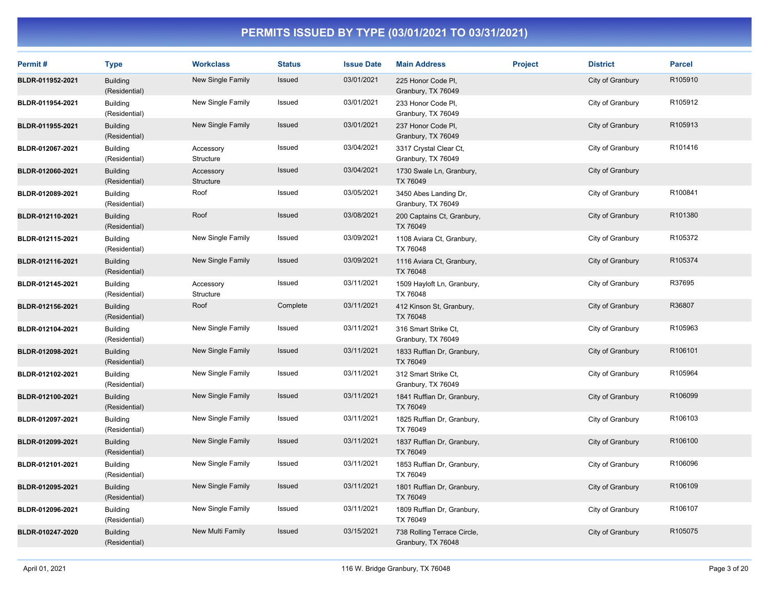# PERMITS ISSUED BY TYPE (03/01/2021 TO 03/31/2021)

| Permit # | Type | Workclass | Status | Issue Date | Main Address | Project | District | Parcel |
|---|---|---|---|---|---|---|---|---|
| BLDR-011952-2021 | Building (Residential) | New Single Family | Issued | 03/01/2021 | 225 Honor Code Pl, Granbury, TX 76049 | | City of Granbury | R105910 |
| BLDR-011954-2021 | Building (Residential) | New Single Family | Issued | 03/01/2021 | 233 Honor Code Pl, Granbury, TX 76049 | | City of Granbury | R105912 |
| BLDR-011955-2021 | Building (Residential) | New Single Family | Issued | 03/01/2021 | 237 Honor Code Pl, Granbury, TX 76049 | | City of Granbury | R105913 |
| BLDR-012067-2021 | Building (Residential) | Accessory Structure | Issued | 03/04/2021 | 3317 Crystal Clear Ct, Granbury, TX 76049 | | City of Granbury | R101416 |
| BLDR-012060-2021 | Building (Residential) | Accessory Structure | Issued | 03/04/2021 | 1730 Swale Ln, Granbury, TX 76049 | | City of Granbury | |
| BLDR-012089-2021 | Building (Residential) | Roof | Issued | 03/05/2021 | 3450 Abes Landing Dr, Granbury, TX 76049 | | City of Granbury | R100841 |
| BLDR-012110-2021 | Building (Residential) | Roof | Issued | 03/08/2021 | 200 Captains Ct, Granbury, TX 76049 | | City of Granbury | R101380 |
| BLDR-012115-2021 | Building (Residential) | New Single Family | Issued | 03/09/2021 | 1108 Aviara Ct, Granbury, TX 76048 | | City of Granbury | R105372 |
| BLDR-012116-2021 | Building (Residential) | New Single Family | Issued | 03/09/2021 | 1116 Aviara Ct, Granbury, TX 76048 | | City of Granbury | R105374 |
| BLDR-012145-2021 | Building (Residential) | Accessory Structure | Issued | 03/11/2021 | 1509 Hayloft Ln, Granbury, TX 76048 | | City of Granbury | R37695 |
| BLDR-012156-2021 | Building (Residential) | Roof | Complete | 03/11/2021 | 412 Kinson St, Granbury, TX 76048 | | City of Granbury | R36807 |
| BLDR-012104-2021 | Building (Residential) | New Single Family | Issued | 03/11/2021 | 316 Smart Strike Ct, Granbury, TX 76049 | | City of Granbury | R105963 |
| BLDR-012098-2021 | Building (Residential) | New Single Family | Issued | 03/11/2021 | 1833 Ruffian Dr, Granbury, TX 76049 | | City of Granbury | R106101 |
| BLDR-012102-2021 | Building (Residential) | New Single Family | Issued | 03/11/2021 | 312 Smart Strike Ct, Granbury, TX 76049 | | City of Granbury | R105964 |
| BLDR-012100-2021 | Building (Residential) | New Single Family | Issued | 03/11/2021 | 1841 Ruffian Dr, Granbury, TX 76049 | | City of Granbury | R106099 |
| BLDR-012097-2021 | Building (Residential) | New Single Family | Issued | 03/11/2021 | 1825 Ruffian Dr, Granbury, TX 76049 | | City of Granbury | R106103 |
| BLDR-012099-2021 | Building (Residential) | New Single Family | Issued | 03/11/2021 | 1837 Ruffian Dr, Granbury, TX 76049 | | City of Granbury | R106100 |
| BLDR-012101-2021 | Building (Residential) | New Single Family | Issued | 03/11/2021 | 1853 Ruffian Dr, Granbury, TX 76049 | | City of Granbury | R106096 |
| BLDR-012095-2021 | Building (Residential) | New Single Family | Issued | 03/11/2021 | 1801 Ruffian Dr, Granbury, TX 76049 | | City of Granbury | R106109 |
| BLDR-012096-2021 | Building (Residential) | New Single Family | Issued | 03/11/2021 | 1809 Ruffian Dr, Granbury, TX 76049 | | City of Granbury | R106107 |
| BLDR-010247-2020 | Building (Residential) | New Multi Family | Issued | 03/15/2021 | 738 Rolling Terrace Circle, Granbury, TX 76048 | | City of Granbury | R105075 |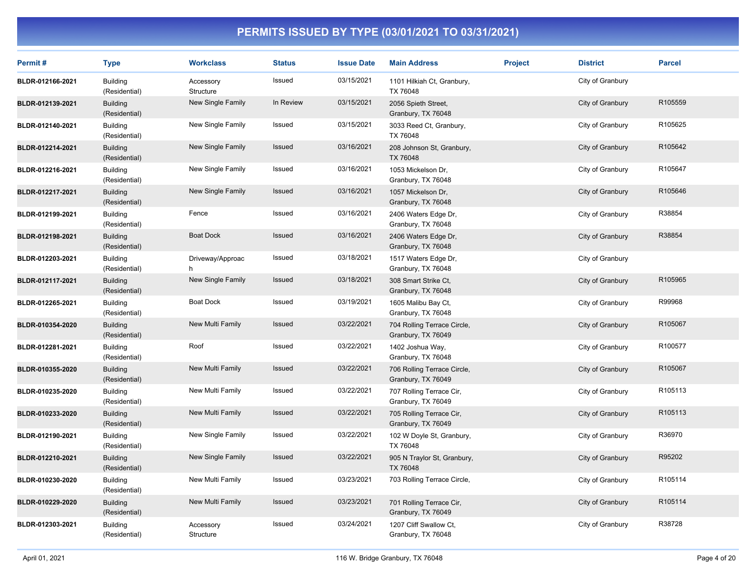# PERMITS ISSUED BY TYPE (03/01/2021 TO 03/31/2021)

| Permit # | Type | Workclass | Status | Issue Date | Main Address | Project | District | Parcel |
|---|---|---|---|---|---|---|---|---|
| BLDR-012166-2021 | Building (Residential) | Accessory Structure | Issued | 03/15/2021 | 1101 Hilkiah Ct, Granbury, TX 76048 | | City of Granbury | |
| BLDR-012139-2021 | Building (Residential) | New Single Family | In Review | 03/15/2021 | 2056 Spieth Street, Granbury, TX 76048 | | City of Granbury | R105559 |
| BLDR-012140-2021 | Building (Residential) | New Single Family | Issued | 03/15/2021 | 3033 Reed Ct, Granbury, TX 76048 | | City of Granbury | R105625 |
| BLDR-012214-2021 | Building (Residential) | New Single Family | Issued | 03/16/2021 | 208 Johnson St, Granbury, TX 76048 | | City of Granbury | R105642 |
| BLDR-012216-2021 | Building (Residential) | New Single Family | Issued | 03/16/2021 | 1053 Mickelson Dr, Granbury, TX 76048 | | City of Granbury | R105647 |
| BLDR-012217-2021 | Building (Residential) | New Single Family | Issued | 03/16/2021 | 1057 Mickelson Dr, Granbury, TX 76048 | | City of Granbury | R105646 |
| BLDR-012199-2021 | Building (Residential) | Fence | Issued | 03/16/2021 | 2406 Waters Edge Dr, Granbury, TX 76048 | | City of Granbury | R38854 |
| BLDR-012198-2021 | Building (Residential) | Boat Dock | Issued | 03/16/2021 | 2406 Waters Edge Dr, Granbury, TX 76048 | | City of Granbury | R38854 |
| BLDR-012203-2021 | Building (Residential) | Driveway/Approach | Issued | 03/18/2021 | 1517 Waters Edge Dr, Granbury, TX 76048 | | City of Granbury | |
| BLDR-012117-2021 | Building (Residential) | New Single Family | Issued | 03/18/2021 | 308 Smart Strike Ct, Granbury, TX 76048 | | City of Granbury | R105965 |
| BLDR-012265-2021 | Building (Residential) | Boat Dock | Issued | 03/19/2021 | 1605 Malibu Bay Ct, Granbury, TX 76048 | | City of Granbury | R99968 |
| BLDR-010354-2020 | Building (Residential) | New Multi Family | Issued | 03/22/2021 | 704 Rolling Terrace Circle, Granbury, TX 76049 | | City of Granbury | R105067 |
| BLDR-012281-2021 | Building (Residential) | Roof | Issued | 03/22/2021 | 1402 Joshua Way, Granbury, TX 76048 | | City of Granbury | R100577 |
| BLDR-010355-2020 | Building (Residential) | New Multi Family | Issued | 03/22/2021 | 706 Rolling Terrace Circle, Granbury, TX 76049 | | City of Granbury | R105067 |
| BLDR-010235-2020 | Building (Residential) | New Multi Family | Issued | 03/22/2021 | 707 Rolling Terrace Cir, Granbury, TX 76049 | | City of Granbury | R105113 |
| BLDR-010233-2020 | Building (Residential) | New Multi Family | Issued | 03/22/2021 | 705 Rolling Terrace Cir, Granbury, TX 76049 | | City of Granbury | R105113 |
| BLDR-012190-2021 | Building (Residential) | New Single Family | Issued | 03/22/2021 | 102 W Doyle St, Granbury, TX 76048 | | City of Granbury | R36970 |
| BLDR-012210-2021 | Building (Residential) | New Single Family | Issued | 03/22/2021 | 905 N Traylor St, Granbury, TX 76048 | | City of Granbury | R95202 |
| BLDR-010230-2020 | Building (Residential) | New Multi Family | Issued | 03/23/2021 | 703 Rolling Terrace Circle, | | City of Granbury | R105114 |
| BLDR-010229-2020 | Building (Residential) | New Multi Family | Issued | 03/23/2021 | 701 Rolling Terrace Cir, Granbury, TX 76049 | | City of Granbury | R105114 |
| BLDR-012303-2021 | Building (Residential) | Accessory Structure | Issued | 03/24/2021 | 1207 Cliff Swallow Ct, Granbury, TX 76048 | | City of Granbury | R38728 |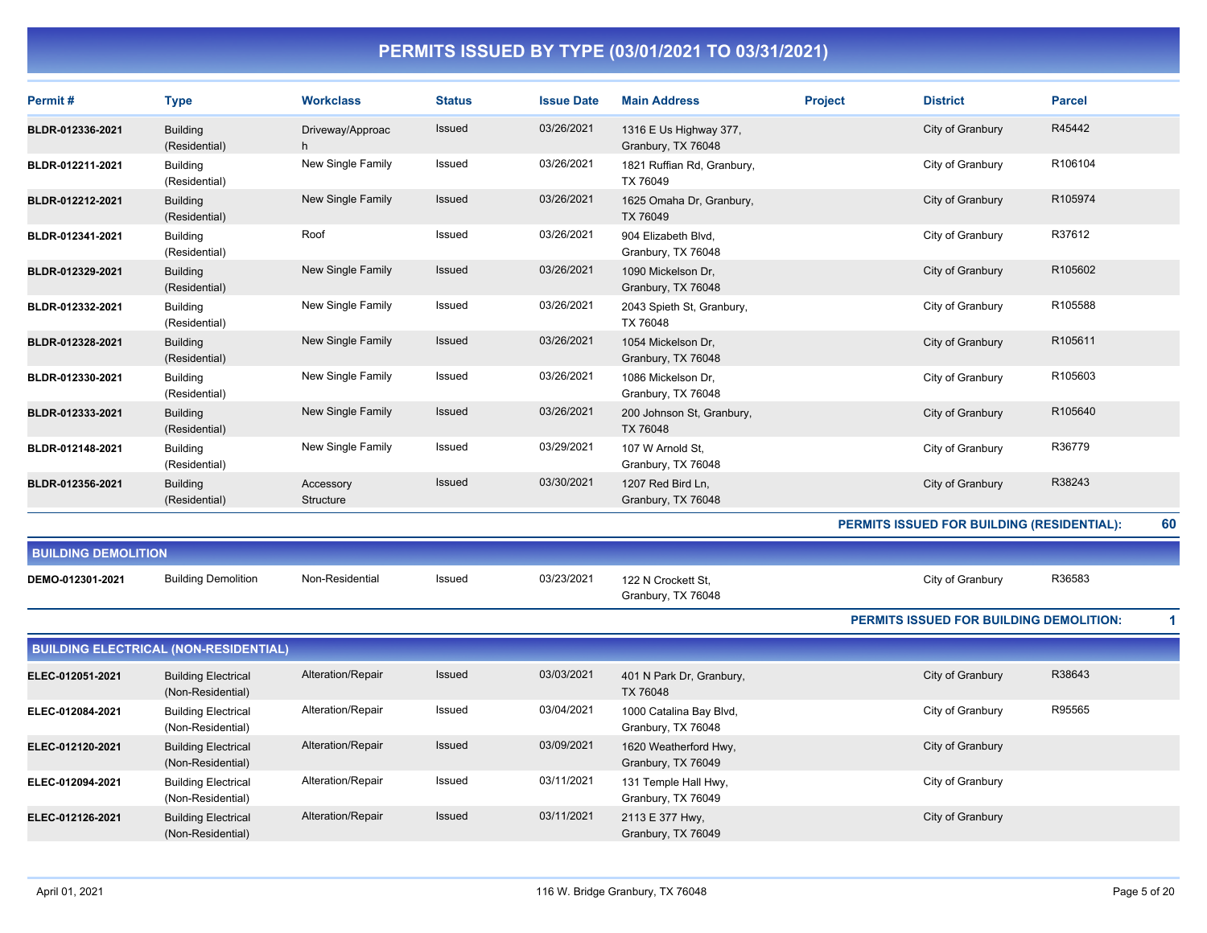# PERMITS ISSUED BY TYPE (03/01/2021 TO 03/31/2021)

| Permit # | Type | Workclass | Status | Issue Date | Main Address | Project | District | Parcel |
|---|---|---|---|---|---|---|---|---|
| **BLDR-012336-2021** | Building (Residential) | Driveway/Approach | Issued | 03/26/2021 | 1316 E Us Highway 377, Granbury, TX 76048 | | City of Granbury | R45442 |
| **BLDR-012211-2021** | Building (Residential) | New Single Family | Issued | 03/26/2021 | 1821 Ruffian Rd, Granbury, TX 76049 | | City of Granbury | R106104 |
| **BLDR-012212-2021** | Building (Residential) | New Single Family | Issued | 03/26/2021 | 1625 Omaha Dr, Granbury, TX 76049 | | City of Granbury | R105974 |
| **BLDR-012341-2021** | Building (Residential) | Roof | Issued | 03/26/2021 | 904 Elizabeth Blvd, Granbury, TX 76048 | | City of Granbury | R37612 |
| **BLDR-012329-2021** | Building (Residential) | New Single Family | Issued | 03/26/2021 | 1090 Mickelson Dr, Granbury, TX 76048 | | City of Granbury | R105602 |
| **BLDR-012332-2021** | Building (Residential) | New Single Family | Issued | 03/26/2021 | 2043 Spieth St, Granbury, TX 76048 | | City of Granbury | R105588 |
| **BLDR-012328-2021** | Building (Residential) | New Single Family | Issued | 03/26/2021 | 1054 Mickelson Dr, Granbury, TX 76048 | | City of Granbury | R105611 |
| **BLDR-012330-2021** | Building (Residential) | New Single Family | Issued | 03/26/2021 | 1086 Mickelson Dr, Granbury, TX 76048 | | City of Granbury | R105603 |
| **BLDR-012333-2021** | Building (Residential) | New Single Family | Issued | 03/26/2021 | 200 Johnson St, Granbury, TX 76048 | | City of Granbury | R105640 |
| **BLDR-012148-2021** | Building (Residential) | New Single Family | Issued | 03/29/2021 | 107 W Arnold St, Granbury, TX 76048 | | City of Granbury | R36779 |
| **BLDR-012356-2021** | Building (Residential) | Accessory Structure | Issued | 03/30/2021 | 1207 Red Bird Ln, Granbury, TX 76048 | | City of Granbury | R38243 |

**PERMITS ISSUED FOR BUILDING (RESIDENTIAL): 60**

## BUILDING DEMOLITION

| Permit # | Type | Workclass | Status | Issue Date | Main Address | Project | District | Parcel |
|---|---|---|---|---|---|---|---|---|
| **DEMO-012301-2021** | Building Demolition | Non-Residential | Issued | 03/23/2021 | 122 N Crockett St, Granbury, TX 76048 | | City of Granbury | R36583 |

**PERMITS ISSUED FOR BUILDING DEMOLITION: 1**

## BUILDING ELECTRICAL (NON-RESIDENTIAL)

| Permit # | Type | Workclass | Status | Issue Date | Main Address | Project | District | Parcel |
|---|---|---|---|---|---|---|---|---|
| **ELEC-012051-2021** | Building Electrical (Non-Residential) | Alteration/Repair | Issued | 03/03/2021 | 401 N Park Dr, Granbury, TX 76048 | | City of Granbury | R38643 |
| **ELEC-012084-2021** | Building Electrical (Non-Residential) | Alteration/Repair | Issued | 03/04/2021 | 1000 Catalina Bay Blvd, Granbury, TX 76048 | | City of Granbury | R95565 |
| **ELEC-012120-2021** | Building Electrical (Non-Residential) | Alteration/Repair | Issued | 03/09/2021 | 1620 Weatherford Hwy, Granbury, TX 76049 | | City of Granbury | |
| **ELEC-012094-2021** | Building Electrical (Non-Residential) | Alteration/Repair | Issued | 03/11/2021 | 131 Temple Hall Hwy, Granbury, TX 76049 | | City of Granbury | |
| **ELEC-012126-2021** | Building Electrical (Non-Residential) | Alteration/Repair | Issued | 03/11/2021 | 2113 E 377 Hwy, Granbury, TX 76049 | | City of Granbury | |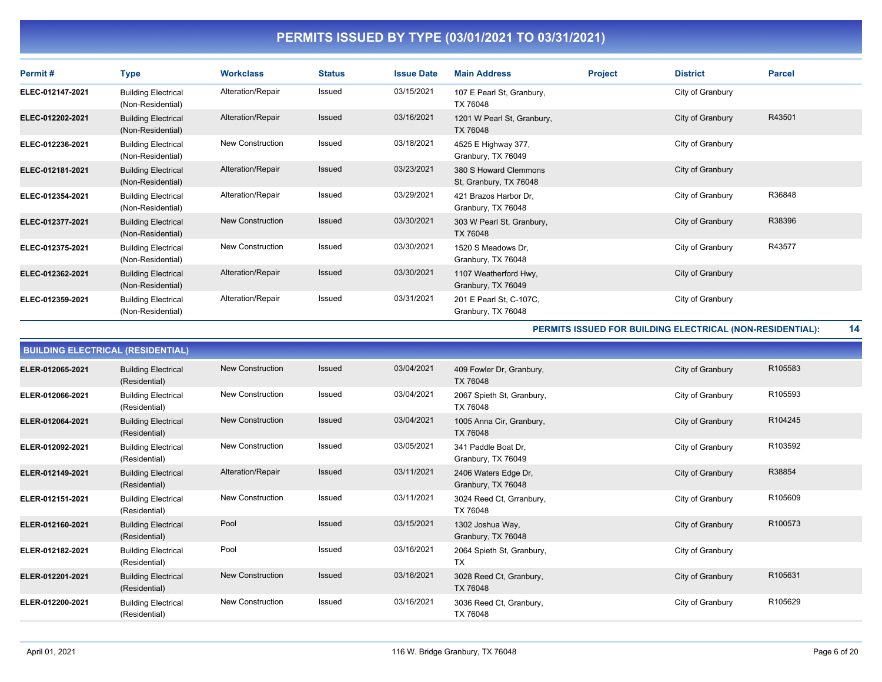# PERMITS ISSUED BY TYPE (03/01/2021 TO 03/31/2021)

| Permit # | Type | Workclass | Status | Issue Date | Main Address | Project | District | Parcel |
|---|---|---|---|---|---|---|---|---|
| ELEC-012147-2021 | Building Electrical (Non-Residential) | Alteration/Repair | Issued | 03/15/2021 | 107 E Pearl St, Granbury, TX 76048 | | City of Granbury | |
| ELEC-012202-2021 | Building Electrical (Non-Residential) | Alteration/Repair | Issued | 03/16/2021 | 1201 W Pearl St, Granbury, TX 76048 | | City of Granbury | R43501 |
| ELEC-012236-2021 | Building Electrical (Non-Residential) | New Construction | Issued | 03/18/2021 | 4525 E Highway 377, Granbury, TX 76049 | | City of Granbury | |
| ELEC-012181-2021 | Building Electrical (Non-Residential) | Alteration/Repair | Issued | 03/23/2021 | 380 S Howard Clemmons St, Granbury, TX 76048 | | City of Granbury | |
| ELEC-012354-2021 | Building Electrical (Non-Residential) | Alteration/Repair | Issued | 03/29/2021 | 421 Brazos Harbor Dr, Granbury, TX 76048 | | City of Granbury | R36848 |
| ELEC-012377-2021 | Building Electrical (Non-Residential) | New Construction | Issued | 03/30/2021 | 303 W Pearl St, Granbury, TX 76048 | | City of Granbury | R38396 |
| ELEC-012375-2021 | Building Electrical (Non-Residential) | New Construction | Issued | 03/30/2021 | 1520 S Meadows Dr, Granbury, TX 76048 | | City of Granbury | R43577 |
| ELEC-012362-2021 | Building Electrical (Non-Residential) | Alteration/Repair | Issued | 03/30/2021 | 1107 Weatherford Hwy, Granbury, TX 76049 | | City of Granbury | |
| ELEC-012359-2021 | Building Electrical (Non-Residential) | Alteration/Repair | Issued | 03/31/2021 | 201 E Pearl St, C-107C, Granbury, TX 76048 | | City of Granbury | |

**PERMITS ISSUED FOR BUILDING ELECTRICAL (NON-RESIDENTIAL): 14**

## BUILDING ELECTRICAL (RESIDENTIAL)

| Permit # | Type | Workclass | Status | Issue Date | Main Address | Project | District | Parcel |
|---|---|---|---|---|---|---|---|---|
| ELER-012065-2021 | Building Electrical (Residential) | New Construction | Issued | 03/04/2021 | 409 Fowler Dr, Granbury, TX 76048 | | City of Granbury | R105583 |
| ELER-012066-2021 | Building Electrical (Residential) | New Construction | Issued | 03/04/2021 | 2067 Spieth St, Granbury, TX 76048 | | City of Granbury | R105593 |
| ELER-012064-2021 | Building Electrical (Residential) | New Construction | Issued | 03/04/2021 | 1005 Anna Cir, Granbury, TX 76048 | | City of Granbury | R104245 |
| ELER-012092-2021 | Building Electrical (Residential) | New Construction | Issued | 03/05/2021 | 341 Paddle Boat Dr, Granbury, TX 76049 | | City of Granbury | R103592 |
| ELER-012149-2021 | Building Electrical (Residential) | Alteration/Repair | Issued | 03/11/2021 | 2406 Waters Edge Dr, Granbury, TX 76048 | | City of Granbury | R38854 |
| ELER-012151-2021 | Building Electrical (Residential) | New Construction | Issued | 03/11/2021 | 3024 Reed Ct, Grranbury, TX 76048 | | City of Granbury | R105609 |
| ELER-012160-2021 | Building Electrical (Residential) | Pool | Issued | 03/15/2021 | 1302 Joshua Way, Granbury, TX 76048 | | City of Granbury | R100573 |
| ELER-012182-2021 | Building Electrical (Residential) | Pool | Issued | 03/16/2021 | 2064 Spieth St, Granbury, TX | | City of Granbury | |
| ELER-012201-2021 | Building Electrical (Residential) | New Construction | Issued | 03/16/2021 | 3028 Reed Ct, Granbury, TX 76048 | | City of Granbury | R105631 |
| ELER-012200-2021 | Building Electrical (Residential) | New Construction | Issued | 03/16/2021 | 3036 Reed Ct, Granbury, TX 76048 | | City of Granbury | R105629 |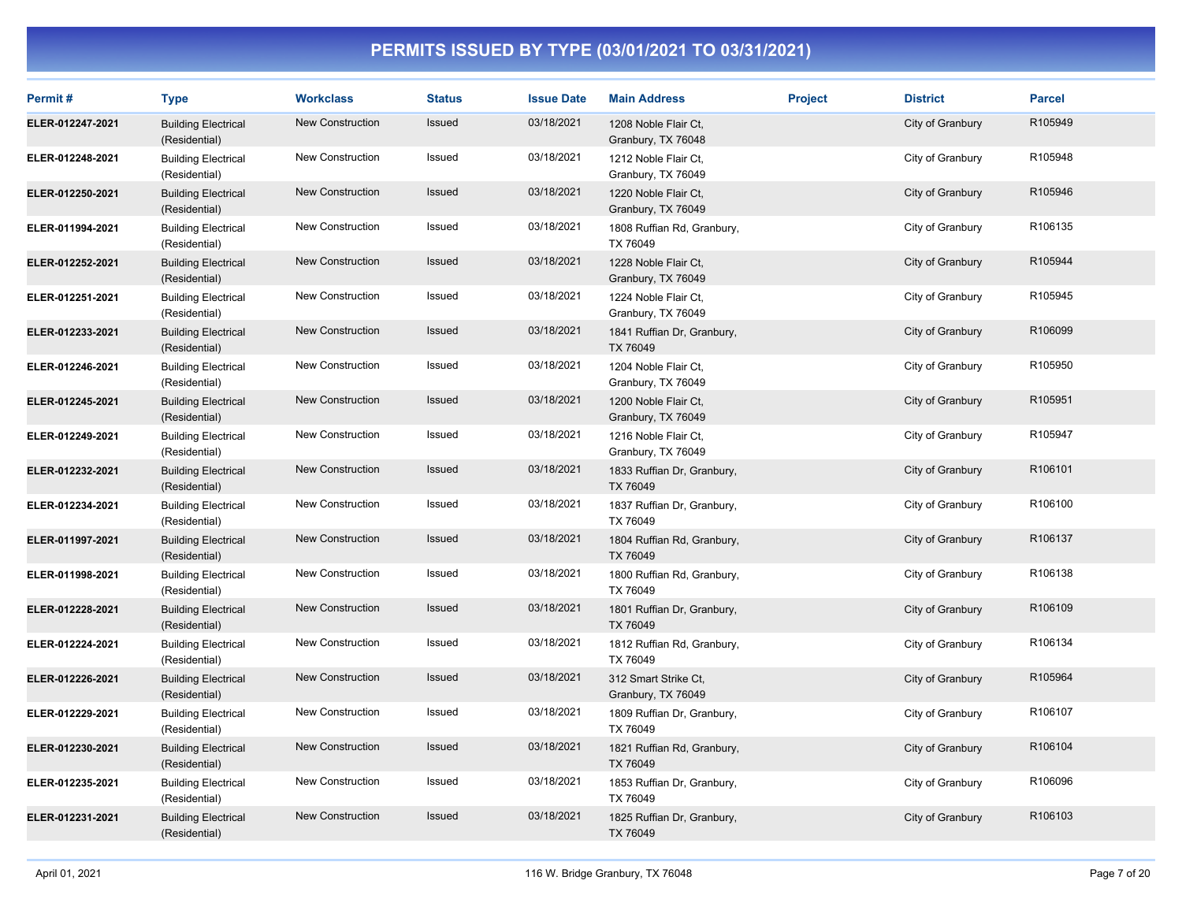# PERMITS ISSUED BY TYPE (03/01/2021 TO 03/31/2021)

| Permit # | Type | Workclass | Status | Issue Date | Main Address | Project | District | Parcel |
|---|---|---|---|---|---|---|---|---|
| ELER-012247-2021 | Building Electrical (Residential) | New Construction | Issued | 03/18/2021 | 1208 Noble Flair Ct, Granbury, TX 76048 | | City of Granbury | R105949 |
| ELER-012248-2021 | Building Electrical (Residential) | New Construction | Issued | 03/18/2021 | 1212 Noble Flair Ct, Granbury, TX 76049 | | City of Granbury | R105948 |
| ELER-012250-2021 | Building Electrical (Residential) | New Construction | Issued | 03/18/2021 | 1220 Noble Flair Ct, Granbury, TX 76049 | | City of Granbury | R105946 |
| ELER-011994-2021 | Building Electrical (Residential) | New Construction | Issued | 03/18/2021 | 1808 Ruffian Rd, Granbury, TX 76049 | | City of Granbury | R106135 |
| ELER-012252-2021 | Building Electrical (Residential) | New Construction | Issued | 03/18/2021 | 1228 Noble Flair Ct, Granbury, TX 76049 | | City of Granbury | R105944 |
| ELER-012251-2021 | Building Electrical (Residential) | New Construction | Issued | 03/18/2021 | 1224 Noble Flair Ct, Granbury, TX 76049 | | City of Granbury | R105945 |
| ELER-012233-2021 | Building Electrical (Residential) | New Construction | Issued | 03/18/2021 | 1841 Ruffian Dr, Granbury, TX 76049 | | City of Granbury | R106099 |
| ELER-012246-2021 | Building Electrical (Residential) | New Construction | Issued | 03/18/2021 | 1204 Noble Flair Ct, Granbury, TX 76049 | | City of Granbury | R105950 |
| ELER-012245-2021 | Building Electrical (Residential) | New Construction | Issued | 03/18/2021 | 1200 Noble Flair Ct, Granbury, TX 76049 | | City of Granbury | R105951 |
| ELER-012249-2021 | Building Electrical (Residential) | New Construction | Issued | 03/18/2021 | 1216 Noble Flair Ct, Granbury, TX 76049 | | City of Granbury | R105947 |
| ELER-012232-2021 | Building Electrical (Residential) | New Construction | Issued | 03/18/2021 | 1833 Ruffian Dr, Granbury, TX 76049 | | City of Granbury | R106101 |
| ELER-012234-2021 | Building Electrical (Residential) | New Construction | Issued | 03/18/2021 | 1837 Ruffian Dr, Granbury, TX 76049 | | City of Granbury | R106100 |
| ELER-011997-2021 | Building Electrical (Residential) | New Construction | Issued | 03/18/2021 | 1804 Ruffian Rd, Granbury, TX 76049 | | City of Granbury | R106137 |
| ELER-011998-2021 | Building Electrical (Residential) | New Construction | Issued | 03/18/2021 | 1800 Ruffian Rd, Granbury, TX 76049 | | City of Granbury | R106138 |
| ELER-012228-2021 | Building Electrical (Residential) | New Construction | Issued | 03/18/2021 | 1801 Ruffian Dr, Granbury, TX 76049 | | City of Granbury | R106109 |
| ELER-012224-2021 | Building Electrical (Residential) | New Construction | Issued | 03/18/2021 | 1812 Ruffian Rd, Granbury, TX 76049 | | City of Granbury | R106134 |
| ELER-012226-2021 | Building Electrical (Residential) | New Construction | Issued | 03/18/2021 | 312 Smart Strike Ct, Granbury, TX 76049 | | City of Granbury | R105964 |
| ELER-012229-2021 | Building Electrical (Residential) | New Construction | Issued | 03/18/2021 | 1809 Ruffian Dr, Granbury, TX 76049 | | City of Granbury | R106107 |
| ELER-012230-2021 | Building Electrical (Residential) | New Construction | Issued | 03/18/2021 | 1821 Ruffian Rd, Granbury, TX 76049 | | City of Granbury | R106104 |
| ELER-012235-2021 | Building Electrical (Residential) | New Construction | Issued | 03/18/2021 | 1853 Ruffian Dr, Granbury, TX 76049 | | City of Granbury | R106096 |
| ELER-012231-2021 | Building Electrical (Residential) | New Construction | Issued | 03/18/2021 | 1825 Ruffian Dr, Granbury, TX 76049 | | City of Granbury | R106103 |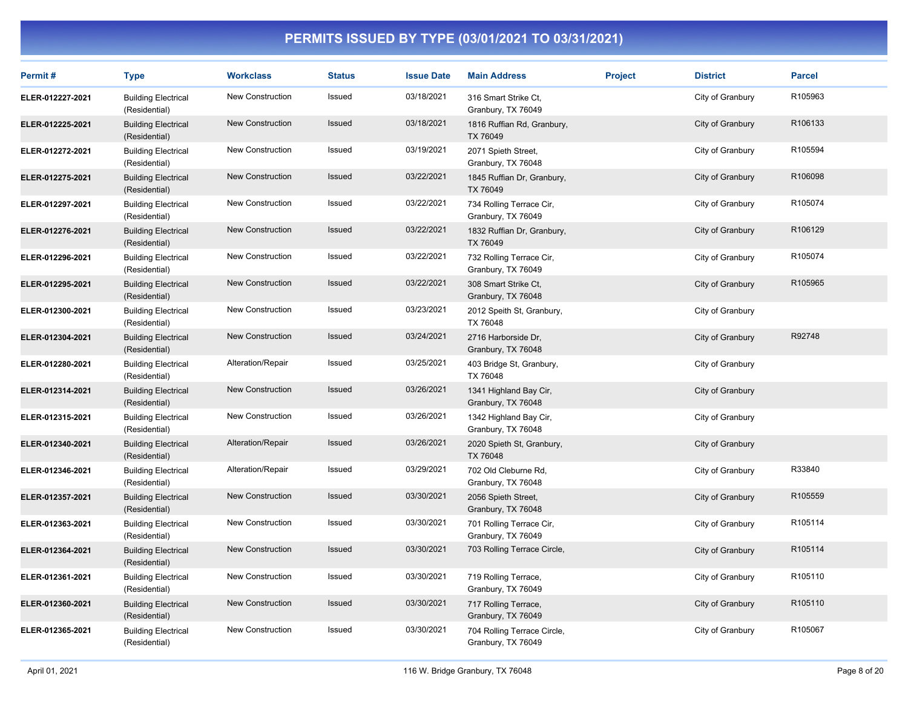# PERMITS ISSUED BY TYPE (03/01/2021 TO 03/31/2021)

| Permit # | Type | Workclass | Status | Issue Date | Main Address | Project | District | Parcel |
|---|---|---|---|---|---|---|---|---|
| ELER-012227-2021 | Building Electrical (Residential) | New Construction | Issued | 03/18/2021 | 316 Smart Strike Ct, Granbury, TX 76049 | | City of Granbury | R105963 |
| ELER-012225-2021 | Building Electrical (Residential) | New Construction | Issued | 03/18/2021 | 1816 Ruffian Rd, Granbury, TX 76049 | | City of Granbury | R106133 |
| ELER-012272-2021 | Building Electrical (Residential) | New Construction | Issued | 03/19/2021 | 2071 Spieth Street, Granbury, TX 76048 | | City of Granbury | R105594 |
| ELER-012275-2021 | Building Electrical (Residential) | New Construction | Issued | 03/22/2021 | 1845 Ruffian Dr, Granbury, TX 76049 | | City of Granbury | R106098 |
| ELER-012297-2021 | Building Electrical (Residential) | New Construction | Issued | 03/22/2021 | 734 Rolling Terrace Cir, Granbury, TX 76049 | | City of Granbury | R105074 |
| ELER-012276-2021 | Building Electrical (Residential) | New Construction | Issued | 03/22/2021 | 1832 Ruffian Dr, Granbury, TX 76049 | | City of Granbury | R106129 |
| ELER-012296-2021 | Building Electrical (Residential) | New Construction | Issued | 03/22/2021 | 732 Rolling Terrace Cir, Granbury, TX 76049 | | City of Granbury | R105074 |
| ELER-012295-2021 | Building Electrical (Residential) | New Construction | Issued | 03/22/2021 | 308 Smart Strike Ct, Granbury, TX 76048 | | City of Granbury | R105965 |
| ELER-012300-2021 | Building Electrical (Residential) | New Construction | Issued | 03/23/2021 | 2012 Speith St, Granbury, TX 76048 | | City of Granbury | |
| ELER-012304-2021 | Building Electrical (Residential) | New Construction | Issued | 03/24/2021 | 2716 Harborside Dr, Granbury, TX 76048 | | City of Granbury | R92748 |
| ELER-012280-2021 | Building Electrical (Residential) | Alteration/Repair | Issued | 03/25/2021 | 403 Bridge St, Granbury, TX 76048 | | City of Granbury | |
| ELER-012314-2021 | Building Electrical (Residential) | New Construction | Issued | 03/26/2021 | 1341 Highland Bay Cir, Granbury, TX 76048 | | City of Granbury | |
| ELER-012315-2021 | Building Electrical (Residential) | New Construction | Issued | 03/26/2021 | 1342 Highland Bay Cir, Granbury, TX 76048 | | City of Granbury | |
| ELER-012340-2021 | Building Electrical (Residential) | Alteration/Repair | Issued | 03/26/2021 | 2020 Spieth St, Granbury, TX 76048 | | City of Granbury | |
| ELER-012346-2021 | Building Electrical (Residential) | Alteration/Repair | Issued | 03/29/2021 | 702 Old Cleburne Rd, Granbury, TX 76048 | | City of Granbury | R33840 |
| ELER-012357-2021 | Building Electrical (Residential) | New Construction | Issued | 03/30/2021 | 2056 Spieth Street, Granbury, TX 76048 | | City of Granbury | R105559 |
| ELER-012363-2021 | Building Electrical (Residential) | New Construction | Issued | 03/30/2021 | 701 Rolling Terrace Cir, Granbury, TX 76049 | | City of Granbury | R105114 |
| ELER-012364-2021 | Building Electrical (Residential) | New Construction | Issued | 03/30/2021 | 703 Rolling Terrace Circle, | | City of Granbury | R105114 |
| ELER-012361-2021 | Building Electrical (Residential) | New Construction | Issued | 03/30/2021 | 719 Rolling Terrace, Granbury, TX 76049 | | City of Granbury | R105110 |
| ELER-012360-2021 | Building Electrical (Residential) | New Construction | Issued | 03/30/2021 | 717 Rolling Terrace, Granbury, TX 76049 | | City of Granbury | R105110 |
| ELER-012365-2021 | Building Electrical (Residential) | New Construction | Issued | 03/30/2021 | 704 Rolling Terrace Circle, Granbury, TX 76049 | | City of Granbury | R105067 |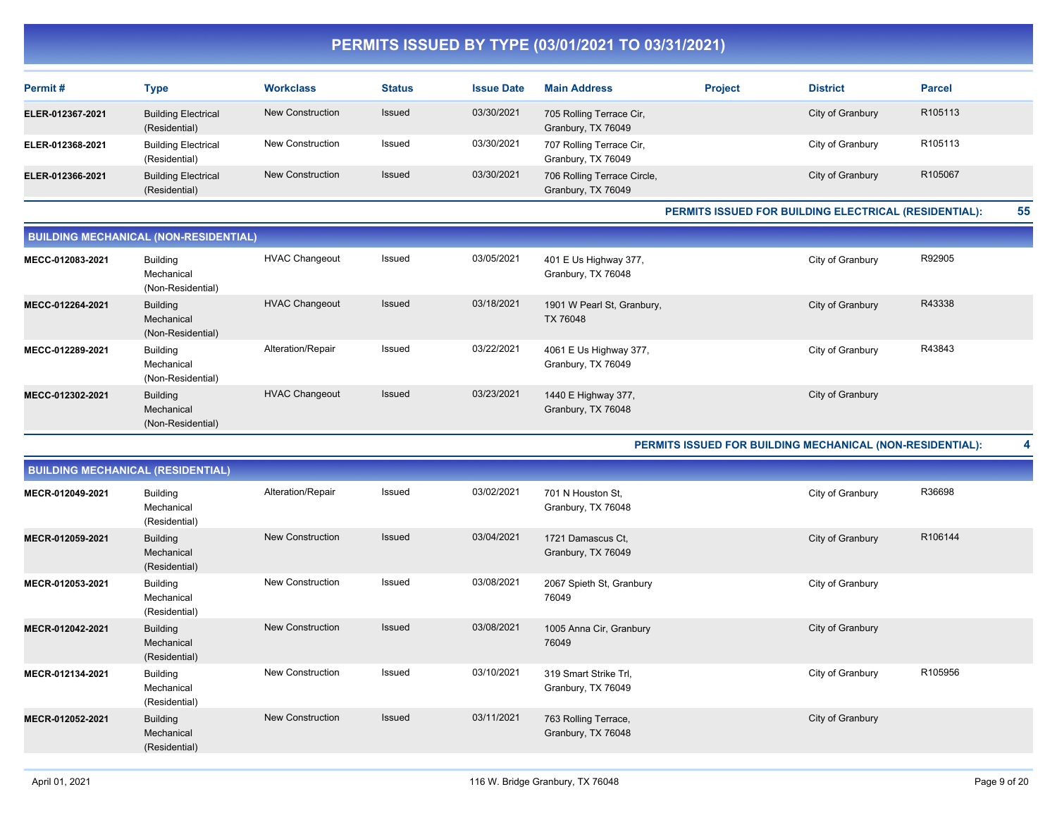# PERMITS ISSUED BY TYPE (03/01/2021 TO 03/31/2021)

| Permit # | Type | Workclass | Status | Issue Date | Main Address | Project | District | Parcel |
|---|---|---|---|---|---|---|---|---|
| ELER-012367-2021 | Building Electrical (Residential) | New Construction | Issued | 03/30/2021 | 705 Rolling Terrace Cir, Granbury, TX 76049 | | City of Granbury | R105113 |
| ELER-012368-2021 | Building Electrical (Residential) | New Construction | Issued | 03/30/2021 | 707 Rolling Terrace Cir, Granbury, TX 76049 | | City of Granbury | R105113 |
| ELER-012366-2021 | Building Electrical (Residential) | New Construction | Issued | 03/30/2021 | 706 Rolling Terrace Circle, Granbury, TX 76049 | | City of Granbury | R105067 |

**PERMITS ISSUED FOR BUILDING ELECTRICAL (RESIDENTIAL): 55**

## BUILDING MECHANICAL (NON-RESIDENTIAL)

| Permit # | Type | Workclass | Status | Issue Date | Main Address | Project | District | Parcel |
|---|---|---|---|---|---|---|---|---|
| MECC-012083-2021 | Building Mechanical (Non-Residential) | HVAC Changeout | Issued | 03/05/2021 | 401 E Us Highway 377, Granbury, TX 76048 | | City of Granbury | R92905 |
| MECC-012264-2021 | Building Mechanical (Non-Residential) | HVAC Changeout | Issued | 03/18/2021 | 1901 W Pearl St, Granbury, TX 76048 | | City of Granbury | R43338 |
| MECC-012289-2021 | Building Mechanical (Non-Residential) | Alteration/Repair | Issued | 03/22/2021 | 4061 E Us Highway 377, Granbury, TX 76049 | | City of Granbury | R43843 |
| MECC-012302-2021 | Building Mechanical (Non-Residential) | HVAC Changeout | Issued | 03/23/2021 | 1440 E Highway 377, Granbury, TX 76048 | | City of Granbury | |

**PERMITS ISSUED FOR BUILDING MECHANICAL (NON-RESIDENTIAL): 4**

## BUILDING MECHANICAL (RESIDENTIAL)

| Permit # | Type | Workclass | Status | Issue Date | Main Address | Project | District | Parcel |
|---|---|---|---|---|---|---|---|---|
| MECR-012049-2021 | Building Mechanical (Residential) | Alteration/Repair | Issued | 03/02/2021 | 701 N Houston St, Granbury, TX 76048 | | City of Granbury | R36698 |
| MECR-012059-2021 | Building Mechanical (Residential) | New Construction | Issued | 03/04/2021 | 1721 Damascus Ct, Granbury, TX 76049 | | City of Granbury | R106144 |
| MECR-012053-2021 | Building Mechanical (Residential) | New Construction | Issued | 03/08/2021 | 2067 Spieth St, Granbury 76049 | | City of Granbury | |
| MECR-012042-2021 | Building Mechanical (Residential) | New Construction | Issued | 03/08/2021 | 1005 Anna Cir, Granbury 76049 | | City of Granbury | |
| MECR-012134-2021 | Building Mechanical (Residential) | New Construction | Issued | 03/10/2021 | 319 Smart Strike Trl, Granbury, TX 76049 | | City of Granbury | R105956 |
| MECR-012052-2021 | Building Mechanical (Residential) | New Construction | Issued | 03/11/2021 | 763 Rolling Terrace, Granbury, TX 76048 | | City of Granbury | |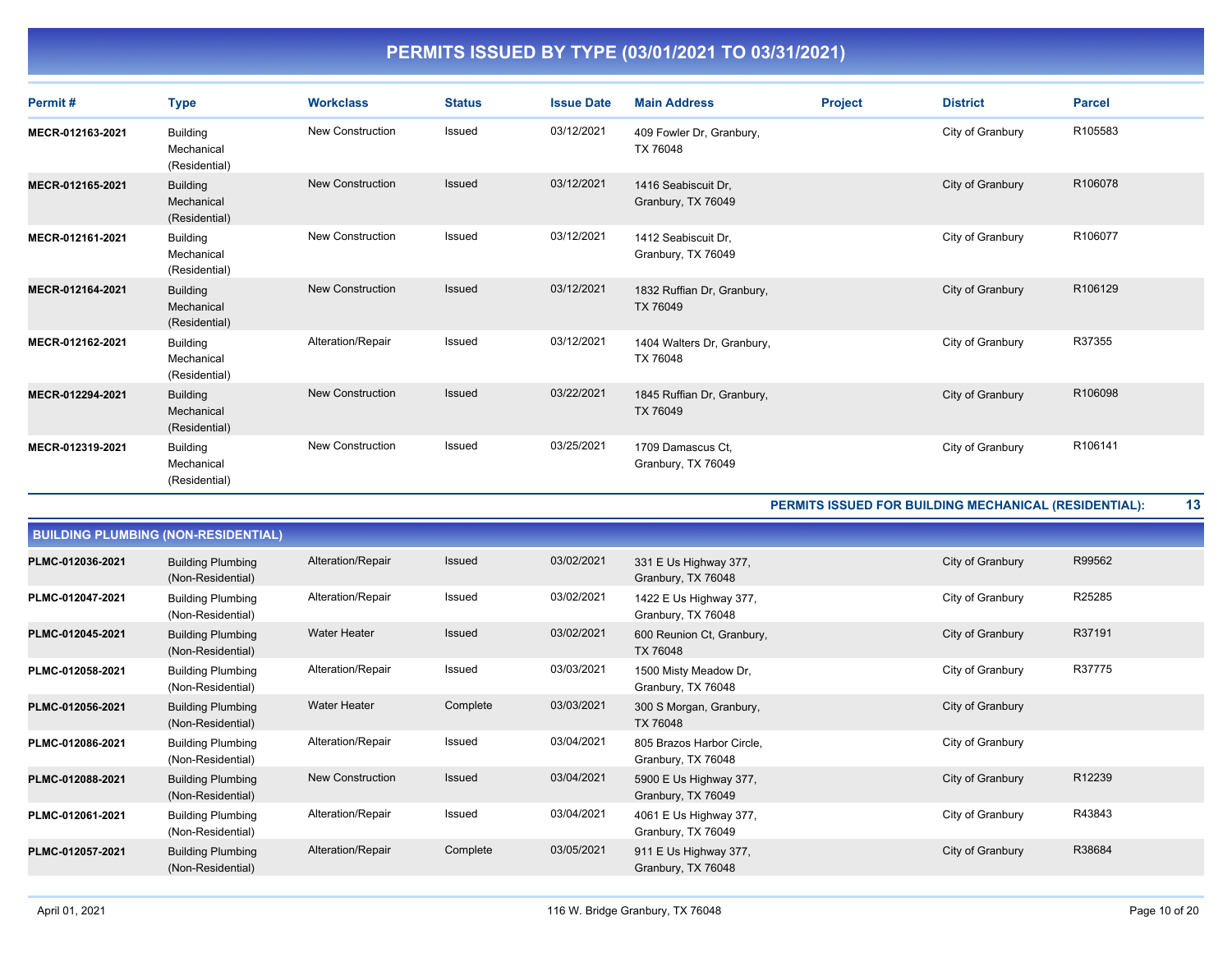# PERMITS ISSUED BY TYPE (03/01/2021 TO 03/31/2021)

| Permit # | Type | Workclass | Status | Issue Date | Main Address | Project | District | Parcel |
|---|---|---|---|---|---|---|---|---|
| MECR-012163-2021 | Building Mechanical (Residential) | New Construction | Issued | 03/12/2021 | 409 Fowler Dr, Granbury, TX 76048 | | City of Granbury | R105583 |
| MECR-012165-2021 | Building Mechanical (Residential) | New Construction | Issued | 03/12/2021 | 1416 Seabiscuit Dr, Granbury, TX 76049 | | City of Granbury | R106078 |
| MECR-012161-2021 | Building Mechanical (Residential) | New Construction | Issued | 03/12/2021 | 1412 Seabiscuit Dr, Granbury, TX 76049 | | City of Granbury | R106077 |
| MECR-012164-2021 | Building Mechanical (Residential) | New Construction | Issued | 03/12/2021 | 1832 Ruffian Dr, Granbury, TX 76049 | | City of Granbury | R106129 |
| MECR-012162-2021 | Building Mechanical (Residential) | Alteration/Repair | Issued | 03/12/2021 | 1404 Walters Dr, Granbury, TX 76048 | | City of Granbury | R37355 |
| MECR-012294-2021 | Building Mechanical (Residential) | New Construction | Issued | 03/22/2021 | 1845 Ruffian Dr, Granbury, TX 76049 | | City of Granbury | R106098 |
| MECR-012319-2021 | Building Mechanical (Residential) | New Construction | Issued | 03/25/2021 | 1709 Damascus Ct, Granbury, TX 76049 | | City of Granbury | R106141 |

**PERMITS ISSUED FOR BUILDING MECHANICAL (RESIDENTIAL): 13**

## BUILDING PLUMBING (NON-RESIDENTIAL)

| Permit # | Type | Workclass | Status | Issue Date | Main Address | Project | District | Parcel |
|---|---|---|---|---|---|---|---|---|
| PLMC-012036-2021 | Building Plumbing (Non-Residential) | Alteration/Repair | Issued | 03/02/2021 | 331 E Us Highway 377, Granbury, TX 76048 | | City of Granbury | R99562 |
| PLMC-012047-2021 | Building Plumbing (Non-Residential) | Alteration/Repair | Issued | 03/02/2021 | 1422 E Us Highway 377, Granbury, TX 76048 | | City of Granbury | R25285 |
| PLMC-012045-2021 | Building Plumbing (Non-Residential) | Water Heater | Issued | 03/02/2021 | 600 Reunion Ct, Granbury, TX 76048 | | City of Granbury | R37191 |
| PLMC-012058-2021 | Building Plumbing (Non-Residential) | Alteration/Repair | Issued | 03/03/2021 | 1500 Misty Meadow Dr, Granbury, TX 76048 | | City of Granbury | R37775 |
| PLMC-012056-2021 | Building Plumbing (Non-Residential) | Water Heater | Complete | 03/03/2021 | 300 S Morgan, Granbury, TX 76048 | | City of Granbury | |
| PLMC-012086-2021 | Building Plumbing (Non-Residential) | Alteration/Repair | Issued | 03/04/2021 | 805 Brazos Harbor Circle, Granbury, TX 76048 | | City of Granbury | |
| PLMC-012088-2021 | Building Plumbing (Non-Residential) | New Construction | Issued | 03/04/2021 | 5900 E Us Highway 377, Granbury, TX 76049 | | City of Granbury | R12239 |
| PLMC-012061-2021 | Building Plumbing (Non-Residential) | Alteration/Repair | Issued | 03/04/2021 | 4061 E Us Highway 377, Granbury, TX 76049 | | City of Granbury | R43843 |
| PLMC-012057-2021 | Building Plumbing (Non-Residential) | Alteration/Repair | Complete | 03/05/2021 | 911 E Us Highway 377, Granbury, TX 76048 | | City of Granbury | R38684 |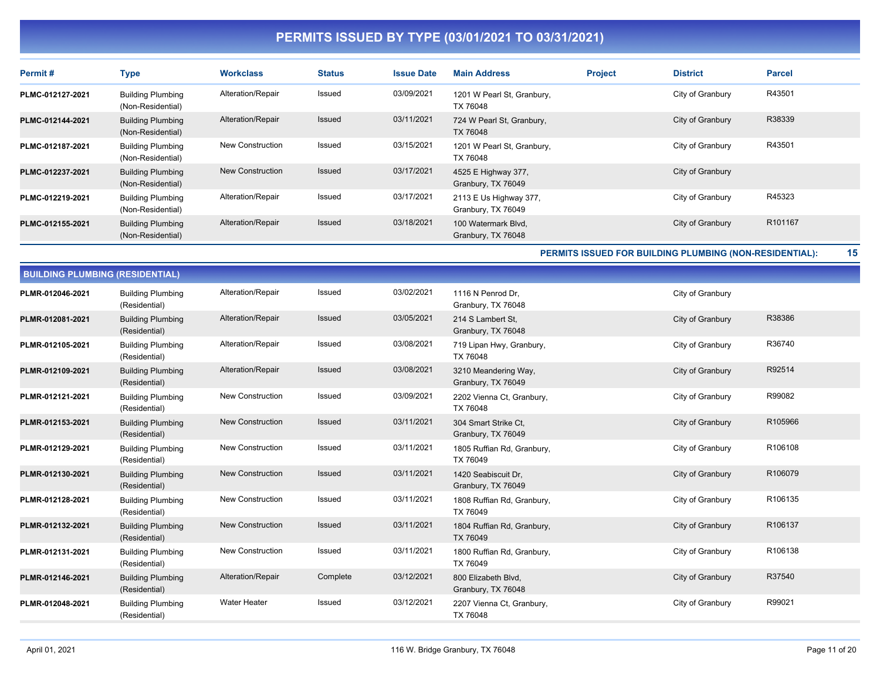# PERMITS ISSUED BY TYPE (03/01/2021 TO 03/31/2021)

| Permit # | Type | Workclass | Status | Issue Date | Main Address | Project | District | Parcel |
|---|---|---|---|---|---|---|---|---|
| PLMC-012127-2021 | Building Plumbing (Non-Residential) | Alteration/Repair | Issued | 03/09/2021 | 1201 W Pearl St, Granbury, TX 76048 | | City of Granbury | R43501 |
| PLMC-012144-2021 | Building Plumbing (Non-Residential) | Alteration/Repair | Issued | 03/11/2021 | 724 W Pearl St, Granbury, TX 76048 | | City of Granbury | R38339 |
| PLMC-012187-2021 | Building Plumbing (Non-Residential) | New Construction | Issued | 03/15/2021 | 1201 W Pearl St, Granbury, TX 76048 | | City of Granbury | R43501 |
| PLMC-012237-2021 | Building Plumbing (Non-Residential) | New Construction | Issued | 03/17/2021 | 4525 E Highway 377, Granbury, TX 76049 | | City of Granbury | |
| PLMC-012219-2021 | Building Plumbing (Non-Residential) | Alteration/Repair | Issued | 03/17/2021 | 2113 E Us Highway 377, Granbury, TX 76049 | | City of Granbury | R45323 |
| PLMC-012155-2021 | Building Plumbing (Non-Residential) | Alteration/Repair | Issued | 03/18/2021 | 100 Watermark Blvd, Granbury, TX 76048 | | City of Granbury | R101167 |

**PERMITS ISSUED FOR BUILDING PLUMBING (NON-RESIDENTIAL): 15**

## BUILDING PLUMBING (RESIDENTIAL)

| Permit # | Type | Workclass | Status | Issue Date | Main Address | Project | District | Parcel |
|---|---|---|---|---|---|---|---|---|
| PLMR-012046-2021 | Building Plumbing (Residential) | Alteration/Repair | Issued | 03/02/2021 | 1116 N Penrod Dr, Granbury, TX 76048 | | City of Granbury | |
| PLMR-012081-2021 | Building Plumbing (Residential) | Alteration/Repair | Issued | 03/05/2021 | 214 S Lambert St, Granbury, TX 76048 | | City of Granbury | R38386 |
| PLMR-012105-2021 | Building Plumbing (Residential) | Alteration/Repair | Issued | 03/08/2021 | 719 Lipan Hwy, Granbury, TX 76048 | | City of Granbury | R36740 |
| PLMR-012109-2021 | Building Plumbing (Residential) | Alteration/Repair | Issued | 03/08/2021 | 3210 Meandering Way, Granbury, TX 76049 | | City of Granbury | R92514 |
| PLMR-012121-2021 | Building Plumbing (Residential) | New Construction | Issued | 03/09/2021 | 2202 Vienna Ct, Granbury, TX 76048 | | City of Granbury | R99082 |
| PLMR-012153-2021 | Building Plumbing (Residential) | New Construction | Issued | 03/11/2021 | 304 Smart Strike Ct, Granbury, TX 76049 | | City of Granbury | R105966 |
| PLMR-012129-2021 | Building Plumbing (Residential) | New Construction | Issued | 03/11/2021 | 1805 Ruffian Rd, Granbury, TX 76049 | | City of Granbury | R106108 |
| PLMR-012130-2021 | Building Plumbing (Residential) | New Construction | Issued | 03/11/2021 | 1420 Seabiscuit Dr, Granbury, TX 76049 | | City of Granbury | R106079 |
| PLMR-012128-2021 | Building Plumbing (Residential) | New Construction | Issued | 03/11/2021 | 1808 Ruffian Rd, Granbury, TX 76049 | | City of Granbury | R106135 |
| PLMR-012132-2021 | Building Plumbing (Residential) | New Construction | Issued | 03/11/2021 | 1804 Ruffian Rd, Granbury, TX 76049 | | City of Granbury | R106137 |
| PLMR-012131-2021 | Building Plumbing (Residential) | New Construction | Issued | 03/11/2021 | 1800 Ruffian Rd, Granbury, TX 76049 | | City of Granbury | R106138 |
| PLMR-012146-2021 | Building Plumbing (Residential) | Alteration/Repair | Complete | 03/12/2021 | 800 Elizabeth Blvd, Granbury, TX 76048 | | City of Granbury | R37540 |
| PLMR-012048-2021 | Building Plumbing (Residential) | Water Heater | Issued | 03/12/2021 | 2207 Vienna Ct, Granbury, TX 76048 | | City of Granbury | R99021 |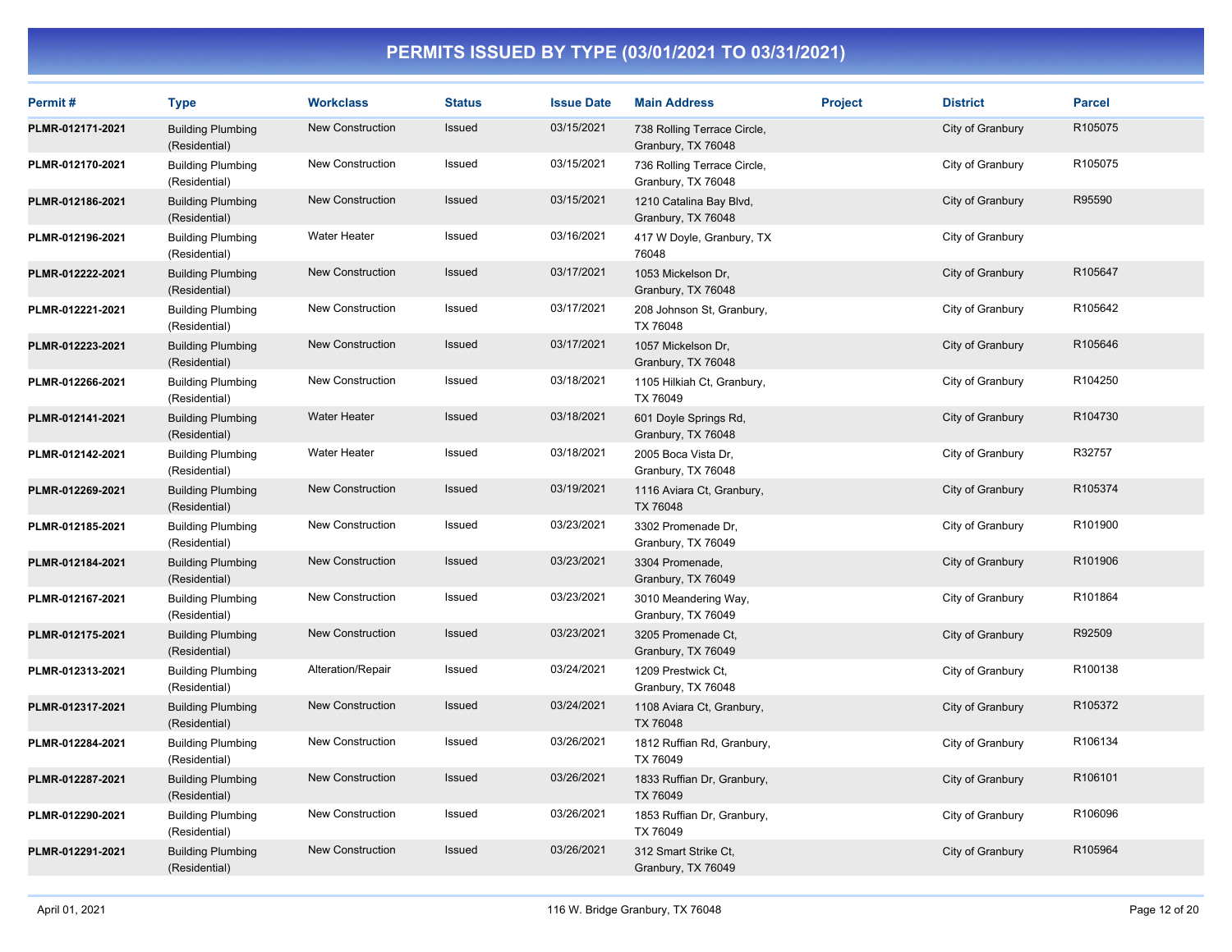# PERMITS ISSUED BY TYPE (03/01/2021 TO 03/31/2021)

| Permit # | Type | Workclass | Status | Issue Date | Main Address | Project | District | Parcel |
|---|---|---|---|---|---|---|---|---|
| PLMR-012171-2021 | Building Plumbing (Residential) | New Construction | Issued | 03/15/2021 | 738 Rolling Terrace Circle, Granbury, TX 76048 | | City of Granbury | R105075 |
| PLMR-012170-2021 | Building Plumbing (Residential) | New Construction | Issued | 03/15/2021 | 736 Rolling Terrace Circle, Granbury, TX 76048 | | City of Granbury | R105075 |
| PLMR-012186-2021 | Building Plumbing (Residential) | New Construction | Issued | 03/15/2021 | 1210 Catalina Bay Blvd, Granbury, TX 76048 | | City of Granbury | R95590 |
| PLMR-012196-2021 | Building Plumbing (Residential) | Water Heater | Issued | 03/16/2021 | 417 W Doyle, Granbury, TX 76048 | | City of Granbury | |
| PLMR-012222-2021 | Building Plumbing (Residential) | New Construction | Issued | 03/17/2021 | 1053 Mickelson Dr, Granbury, TX 76048 | | City of Granbury | R105647 |
| PLMR-012221-2021 | Building Plumbing (Residential) | New Construction | Issued | 03/17/2021 | 208 Johnson St, Granbury, TX 76048 | | City of Granbury | R105642 |
| PLMR-012223-2021 | Building Plumbing (Residential) | New Construction | Issued | 03/17/2021 | 1057 Mickelson Dr, Granbury, TX 76048 | | City of Granbury | R105646 |
| PLMR-012266-2021 | Building Plumbing (Residential) | New Construction | Issued | 03/18/2021 | 1105 Hilkiah Ct, Granbury, TX 76049 | | City of Granbury | R104250 |
| PLMR-012141-2021 | Building Plumbing (Residential) | Water Heater | Issued | 03/18/2021 | 601 Doyle Springs Rd, Granbury, TX 76048 | | City of Granbury | R104730 |
| PLMR-012142-2021 | Building Plumbing (Residential) | Water Heater | Issued | 03/18/2021 | 2005 Boca Vista Dr, Granbury, TX 76048 | | City of Granbury | R32757 |
| PLMR-012269-2021 | Building Plumbing (Residential) | New Construction | Issued | 03/19/2021 | 1116 Aviara Ct, Granbury, TX 76048 | | City of Granbury | R105374 |
| PLMR-012185-2021 | Building Plumbing (Residential) | New Construction | Issued | 03/23/2021 | 3302 Promenade Dr, Granbury, TX 76049 | | City of Granbury | R101900 |
| PLMR-012184-2021 | Building Plumbing (Residential) | New Construction | Issued | 03/23/2021 | 3304 Promenade, Granbury, TX 76049 | | City of Granbury | R101906 |
| PLMR-012167-2021 | Building Plumbing (Residential) | New Construction | Issued | 03/23/2021 | 3010 Meandering Way, Granbury, TX 76049 | | City of Granbury | R101864 |
| PLMR-012175-2021 | Building Plumbing (Residential) | New Construction | Issued | 03/23/2021 | 3205 Promenade Ct, Granbury, TX 76049 | | City of Granbury | R92509 |
| PLMR-012313-2021 | Building Plumbing (Residential) | Alteration/Repair | Issued | 03/24/2021 | 1209 Prestwick Ct, Granbury, TX 76048 | | City of Granbury | R100138 |
| PLMR-012317-2021 | Building Plumbing (Residential) | New Construction | Issued | 03/24/2021 | 1108 Aviara Ct, Granbury, TX 76048 | | City of Granbury | R105372 |
| PLMR-012284-2021 | Building Plumbing (Residential) | New Construction | Issued | 03/26/2021 | 1812 Ruffian Rd, Granbury, TX 76049 | | City of Granbury | R106134 |
| PLMR-012287-2021 | Building Plumbing (Residential) | New Construction | Issued | 03/26/2021 | 1833 Ruffian Dr, Granbury, TX 76049 | | City of Granbury | R106101 |
| PLMR-012290-2021 | Building Plumbing (Residential) | New Construction | Issued | 03/26/2021 | 1853 Ruffian Dr, Granbury, TX 76049 | | City of Granbury | R106096 |
| PLMR-012291-2021 | Building Plumbing (Residential) | New Construction | Issued | 03/26/2021 | 312 Smart Strike Ct, Granbury, TX 76049 | | City of Granbury | R105964 |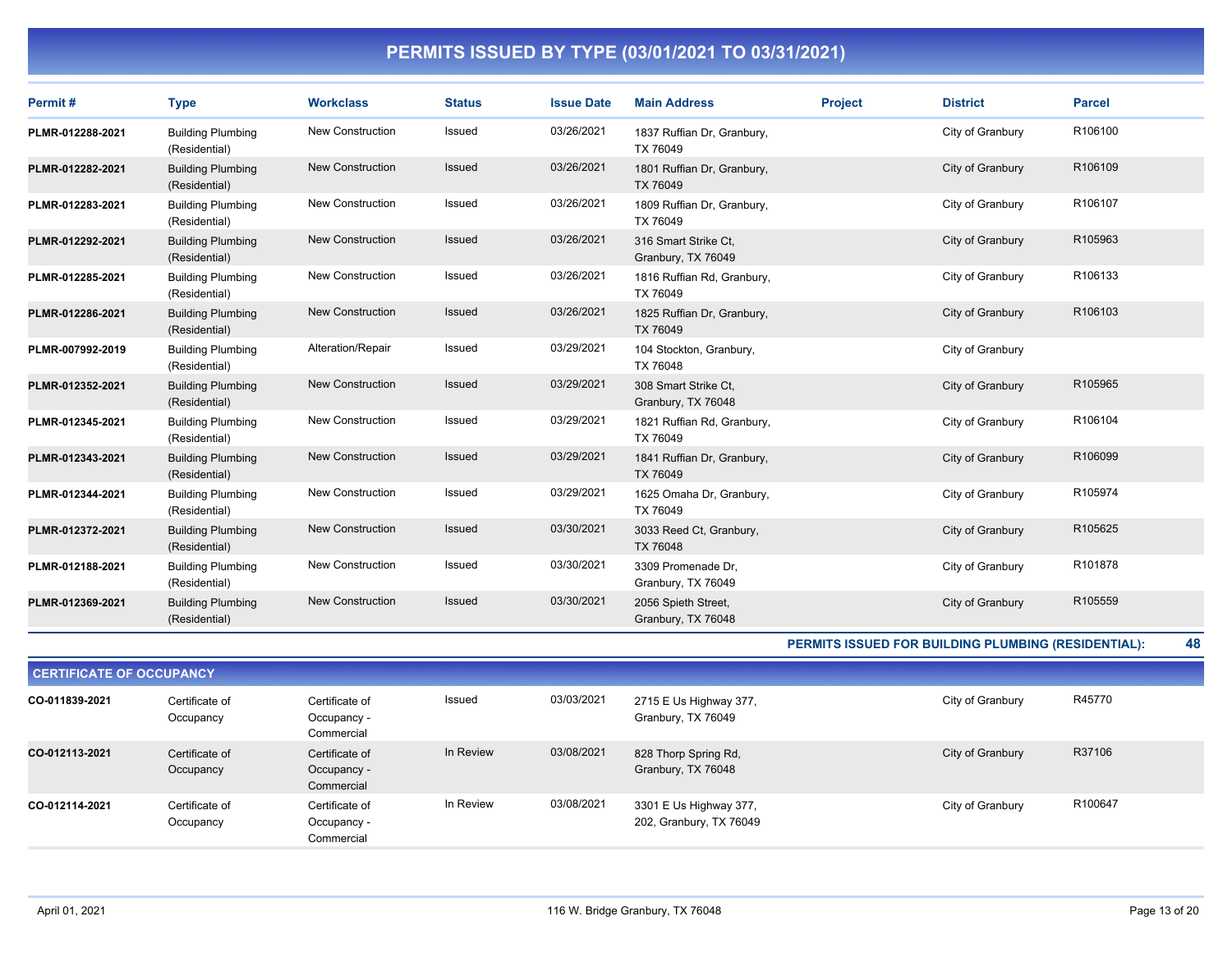# PERMITS ISSUED BY TYPE (03/01/2021 TO 03/31/2021)

| Permit # | Type | Workclass | Status | Issue Date | Main Address | Project | District | Parcel |
|---|---|---|---|---|---|---|---|---|
| PLMR-012288-2021 | Building Plumbing (Residential) | New Construction | Issued | 03/26/2021 | 1837 Ruffian Dr, Granbury, TX 76049 | | City of Granbury | R106100 |
| PLMR-012282-2021 | Building Plumbing (Residential) | New Construction | Issued | 03/26/2021 | 1801 Ruffian Dr, Granbury, TX 76049 | | City of Granbury | R106109 |
| PLMR-012283-2021 | Building Plumbing (Residential) | New Construction | Issued | 03/26/2021 | 1809 Ruffian Dr, Granbury, TX 76049 | | City of Granbury | R106107 |
| PLMR-012292-2021 | Building Plumbing (Residential) | New Construction | Issued | 03/26/2021 | 316 Smart Strike Ct, Granbury, TX 76049 | | City of Granbury | R105963 |
| PLMR-012285-2021 | Building Plumbing (Residential) | New Construction | Issued | 03/26/2021 | 1816 Ruffian Rd, Granbury, TX 76049 | | City of Granbury | R106133 |
| PLMR-012286-2021 | Building Plumbing (Residential) | New Construction | Issued | 03/26/2021 | 1825 Ruffian Dr, Granbury, TX 76049 | | City of Granbury | R106103 |
| PLMR-007992-2019 | Building Plumbing (Residential) | Alteration/Repair | Issued | 03/29/2021 | 104 Stockton, Granbury, TX 76048 | | City of Granbury | |
| PLMR-012352-2021 | Building Plumbing (Residential) | New Construction | Issued | 03/29/2021 | 308 Smart Strike Ct, Granbury, TX 76048 | | City of Granbury | R105965 |
| PLMR-012345-2021 | Building Plumbing (Residential) | New Construction | Issued | 03/29/2021 | 1821 Ruffian Rd, Granbury, TX 76049 | | City of Granbury | R106104 |
| PLMR-012343-2021 | Building Plumbing (Residential) | New Construction | Issued | 03/29/2021 | 1841 Ruffian Dr, Granbury, TX 76049 | | City of Granbury | R106099 |
| PLMR-012344-2021 | Building Plumbing (Residential) | New Construction | Issued | 03/29/2021 | 1625 Omaha Dr, Granbury, TX 76049 | | City of Granbury | R105974 |
| PLMR-012372-2021 | Building Plumbing (Residential) | New Construction | Issued | 03/30/2021 | 3033 Reed Ct, Granbury, TX 76048 | | City of Granbury | R105625 |
| PLMR-012188-2021 | Building Plumbing (Residential) | New Construction | Issued | 03/30/2021 | 3309 Promenade Dr, Granbury, TX 76049 | | City of Granbury | R101878 |
| PLMR-012369-2021 | Building Plumbing (Residential) | New Construction | Issued | 03/30/2021 | 2056 Spieth Street, Granbury, TX 76048 | | City of Granbury | R105559 |

**PERMITS ISSUED FOR BUILDING PLUMBING (RESIDENTIAL): 48**

## CERTIFICATE OF OCCUPANCY

| Permit # | Type | Workclass | Status | Issue Date | Main Address | Project | District | Parcel |
|---|---|---|---|---|---|---|---|---|
| CO-011839-2021 | Certificate of Occupancy | Certificate of Occupancy - Commercial | Issued | 03/03/2021 | 2715 E Us Highway 377, Granbury, TX 76049 | | City of Granbury | R45770 |
| CO-012113-2021 | Certificate of Occupancy | Certificate of Occupancy - Commercial | In Review | 03/08/2021 | 828 Thorp Spring Rd, Granbury, TX 76048 | | City of Granbury | R37106 |
| CO-012114-2021 | Certificate of Occupancy | Certificate of Occupancy - Commercial | In Review | 03/08/2021 | 3301 E Us Highway 377, 202, Granbury, TX 76049 | | City of Granbury | R100647 |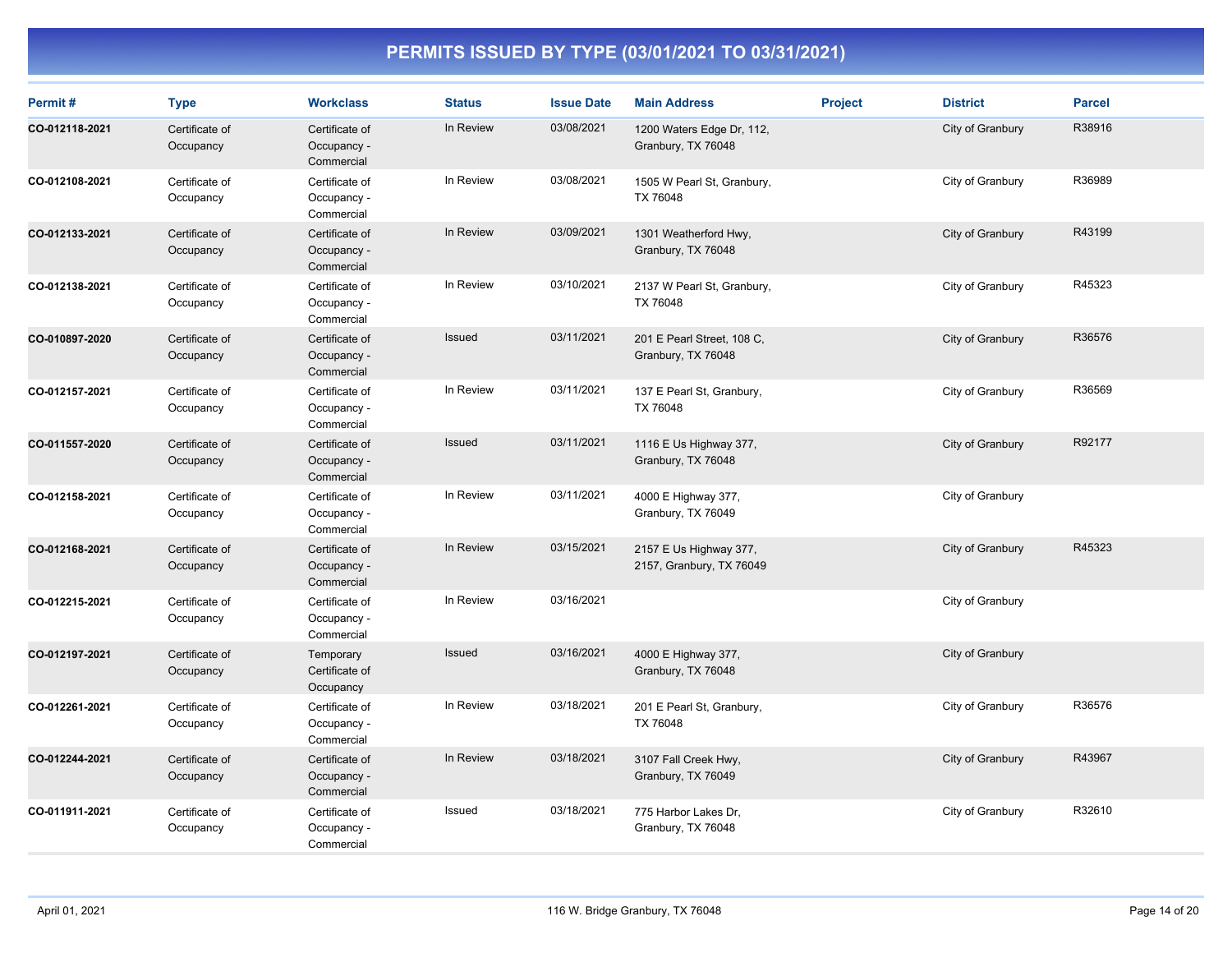# PERMITS ISSUED BY TYPE (03/01/2021 TO 03/31/2021)

| Permit # | Type | Workclass | Status | Issue Date | Main Address | Project | District | Parcel |
|---|---|---|---|---|---|---|---|---|
| CO-012118-2021 | Certificate of Occupancy | Certificate of Occupancy - Commercial | In Review | 03/08/2021 | 1200 Waters Edge Dr, 112, Granbury, TX 76048 | | City of Granbury | R38916 |
| CO-012108-2021 | Certificate of Occupancy | Certificate of Occupancy - Commercial | In Review | 03/08/2021 | 1505 W Pearl St, Granbury, TX 76048 | | City of Granbury | R36989 |
| CO-012133-2021 | Certificate of Occupancy | Certificate of Occupancy - Commercial | In Review | 03/09/2021 | 1301 Weatherford Hwy, Granbury, TX 76048 | | City of Granbury | R43199 |
| CO-012138-2021 | Certificate of Occupancy | Certificate of Occupancy - Commercial | In Review | 03/10/2021 | 2137 W Pearl St, Granbury, TX 76048 | | City of Granbury | R45323 |
| CO-010897-2020 | Certificate of Occupancy | Certificate of Occupancy - Commercial | Issued | 03/11/2021 | 201 E Pearl Street, 108 C, Granbury, TX 76048 | | City of Granbury | R36576 |
| CO-012157-2021 | Certificate of Occupancy | Certificate of Occupancy - Commercial | In Review | 03/11/2021 | 137 E Pearl St, Granbury, TX 76048 | | City of Granbury | R36569 |
| CO-011557-2020 | Certificate of Occupancy | Certificate of Occupancy - Commercial | Issued | 03/11/2021 | 1116 E Us Highway 377, Granbury, TX 76048 | | City of Granbury | R92177 |
| CO-012158-2021 | Certificate of Occupancy | Certificate of Occupancy - Commercial | In Review | 03/11/2021 | 4000 E Highway 377, Granbury, TX 76049 | | City of Granbury | |
| CO-012168-2021 | Certificate of Occupancy | Certificate of Occupancy - Commercial | In Review | 03/15/2021 | 2157 E Us Highway 377, 2157, Granbury, TX 76049 | | City of Granbury | R45323 |
| CO-012215-2021 | Certificate of Occupancy | Certificate of Occupancy - Commercial | In Review | 03/16/2021 | | | City of Granbury | |
| CO-012197-2021 | Certificate of Occupancy | Temporary Certificate of Occupancy | Issued | 03/16/2021 | 4000 E Highway 377, Granbury, TX 76048 | | City of Granbury | |
| CO-012261-2021 | Certificate of Occupancy | Certificate of Occupancy - Commercial | In Review | 03/18/2021 | 201 E Pearl St, Granbury, TX 76048 | | City of Granbury | R36576 |
| CO-012244-2021 | Certificate of Occupancy | Certificate of Occupancy - Commercial | In Review | 03/18/2021 | 3107 Fall Creek Hwy, Granbury, TX 76049 | | City of Granbury | R43967 |
| CO-011911-2021 | Certificate of Occupancy | Certificate of Occupancy - Commercial | Issued | 03/18/2021 | 775 Harbor Lakes Dr, Granbury, TX 76048 | | City of Granbury | R32610 |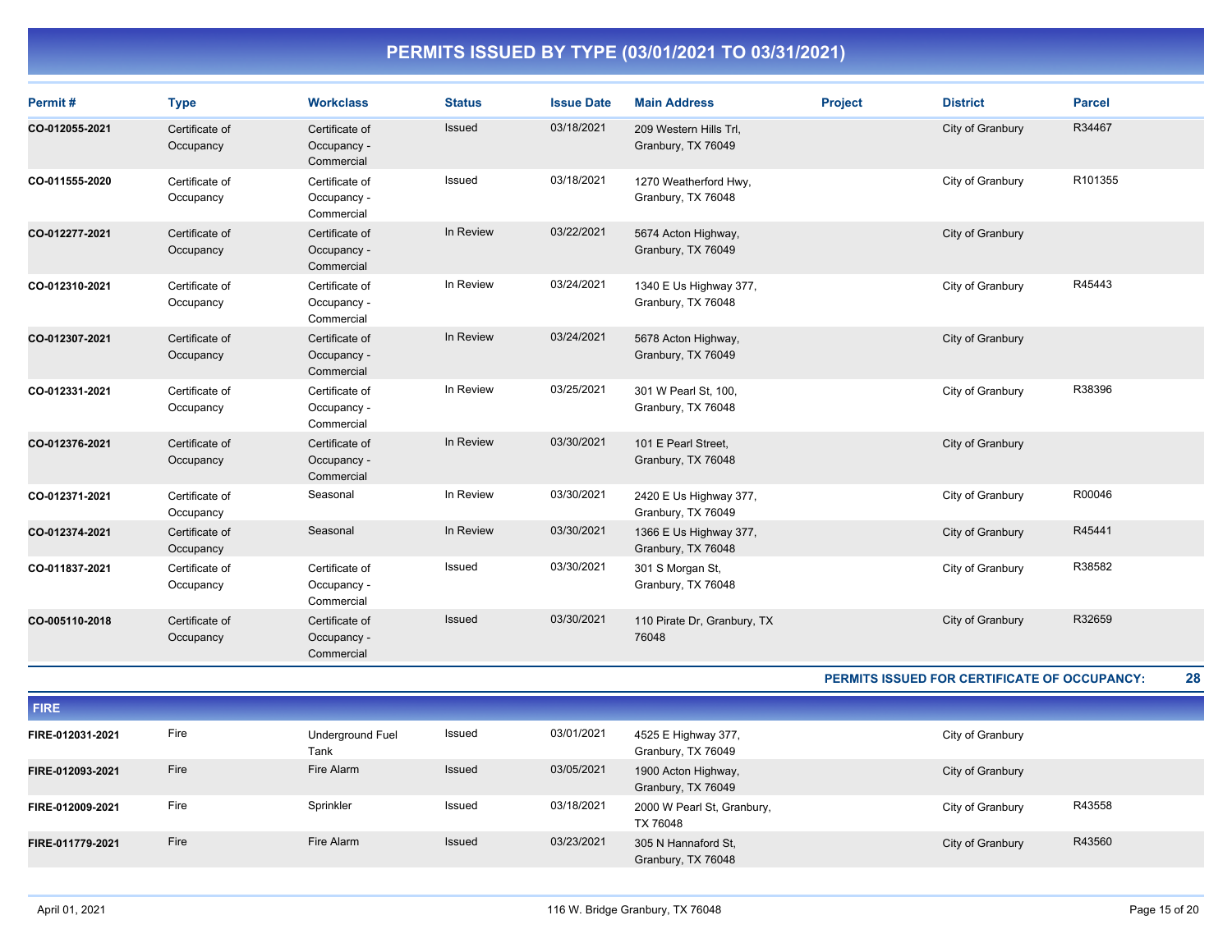## PERMITS ISSUED BY TYPE (03/01/2021 TO 03/31/2021)

| Permit # | Type | Workclass | Status | Issue Date | Main Address | Project | District | Parcel |
|---|---|---|---|---|---|---|---|---|
| CO-012055-2021 | Certificate of Occupancy | Certificate of Occupancy - Commercial | Issued | 03/18/2021 | 209 Western Hills Trl, Granbury, TX 76049 | | City of Granbury | R34467 |
| CO-011555-2020 | Certificate of Occupancy | Certificate of Occupancy - Commercial | Issued | 03/18/2021 | 1270 Weatherford Hwy, Granbury, TX 76048 | | City of Granbury | R101355 |
| CO-012277-2021 | Certificate of Occupancy | Certificate of Occupancy - Commercial | In Review | 03/22/2021 | 5674 Acton Highway, Granbury, TX 76049 | | City of Granbury | |
| CO-012310-2021 | Certificate of Occupancy | Certificate of Occupancy - Commercial | In Review | 03/24/2021 | 1340 E Us Highway 377, Granbury, TX 76048 | | City of Granbury | R45443 |
| CO-012307-2021 | Certificate of Occupancy | Certificate of Occupancy - Commercial | In Review | 03/24/2021 | 5678 Acton Highway, Granbury, TX 76049 | | City of Granbury | |
| CO-012331-2021 | Certificate of Occupancy | Certificate of Occupancy - Commercial | In Review | 03/25/2021 | 301 W Pearl St, 100, Granbury, TX 76048 | | City of Granbury | R38396 |
| CO-012376-2021 | Certificate of Occupancy | Certificate of Occupancy - Commercial | In Review | 03/30/2021 | 101 E Pearl Street, Granbury, TX 76048 | | City of Granbury | |
| CO-012371-2021 | Certificate of Occupancy | Seasonal | In Review | 03/30/2021 | 2420 E Us Highway 377, Granbury, TX 76049 | | City of Granbury | R00046 |
| CO-012374-2021 | Certificate of Occupancy | Seasonal | In Review | 03/30/2021 | 1366 E Us Highway 377, Granbury, TX 76048 | | City of Granbury | R45441 |
| CO-011837-2021 | Certificate of Occupancy | Certificate of Occupancy - Commercial | Issued | 03/30/2021 | 301 S Morgan St, Granbury, TX 76048 | | City of Granbury | R38582 |
| CO-005110-2018 | Certificate of Occupancy | Certificate of Occupancy - Commercial | Issued | 03/30/2021 | 110 Pirate Dr, Granbury, TX 76048 | | City of Granbury | R32659 |

**PERMITS ISSUED FOR CERTIFICATE OF OCCUPANCY: 28**

### FIRE

| Permit # | Type | Workclass | Status | Issue Date | Main Address | Project | District | Parcel |
|---|---|---|---|---|---|---|---|---|
| FIRE-012031-2021 | Fire | Underground Fuel Tank | Issued | 03/01/2021 | 4525 E Highway 377, Granbury, TX 76049 | | City of Granbury | |
| FIRE-012093-2021 | Fire | Fire Alarm | Issued | 03/05/2021 | 1900 Acton Highway, Granbury, TX 76049 | | City of Granbury | |
| FIRE-012009-2021 | Fire | Sprinkler | Issued | 03/18/2021 | 2000 W Pearl St, Granbury, TX 76048 | | City of Granbury | R43558 |
| FIRE-011779-2021 | Fire | Fire Alarm | Issued | 03/23/2021 | 305 N Hannaford St, Granbury, TX 76048 | | City of Granbury | R43560 |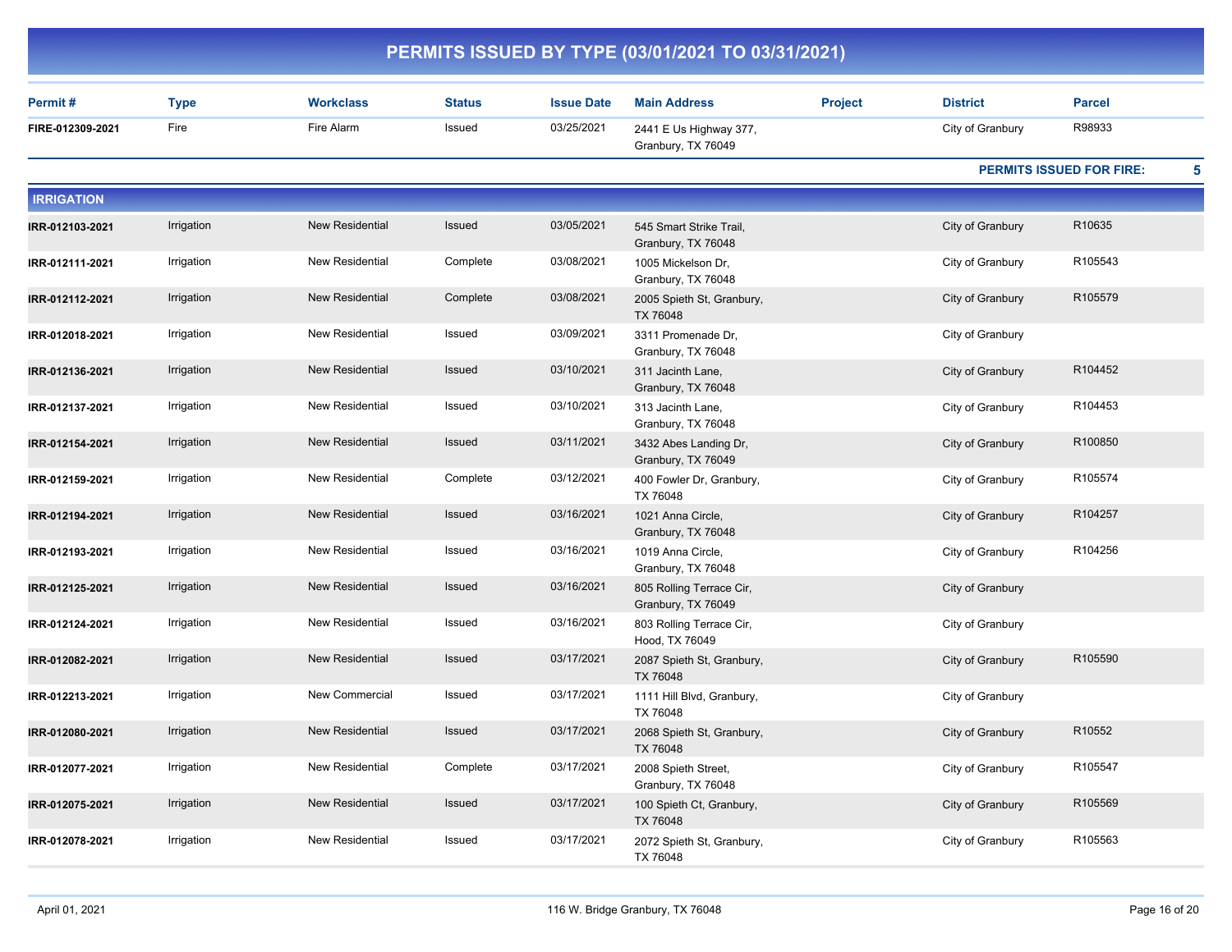# PERMITS ISSUED BY TYPE (03/01/2021 TO 03/31/2021)

| Permit # | Type | Workclass | Status | Issue Date | Main Address | Project | District | Parcel |
|---|---|---|---|---|---|---|---|---|
| FIRE-012309-2021 | Fire | Fire Alarm | Issued | 03/25/2021 | 2441 E Us Highway 377, Granbury, TX 76049 | | City of Granbury | R98933 |

**PERMITS ISSUED FOR FIRE: 5**

## IRRIGATION

| Permit # | Type | Workclass | Status | Issue Date | Main Address | Project | District | Parcel |
|---|---|---|---|---|---|---|---|---|
| IRR-012103-2021 | Irrigation | New Residential | Issued | 03/05/2021 | 545 Smart Strike Trail, Granbury, TX 76048 | | City of Granbury | R10635 |
| IRR-012111-2021 | Irrigation | New Residential | Complete | 03/08/2021 | 1005 Mickelson Dr, Granbury, TX 76048 | | City of Granbury | R105543 |
| IRR-012112-2021 | Irrigation | New Residential | Complete | 03/08/2021 | 2005 Spieth St, Granbury, TX 76048 | | City of Granbury | R105579 |
| IRR-012018-2021 | Irrigation | New Residential | Issued | 03/09/2021 | 3311 Promenade Dr, Granbury, TX 76048 | | City of Granbury | |
| IRR-012136-2021 | Irrigation | New Residential | Issued | 03/10/2021 | 311 Jacinth Lane, Granbury, TX 76048 | | City of Granbury | R104452 |
| IRR-012137-2021 | Irrigation | New Residential | Issued | 03/10/2021 | 313 Jacinth Lane, Granbury, TX 76048 | | City of Granbury | R104453 |
| IRR-012154-2021 | Irrigation | New Residential | Issued | 03/11/2021 | 3432 Abes Landing Dr, Granbury, TX 76049 | | City of Granbury | R100850 |
| IRR-012159-2021 | Irrigation | New Residential | Complete | 03/12/2021 | 400 Fowler Dr, Granbury, TX 76048 | | City of Granbury | R105574 |
| IRR-012194-2021 | Irrigation | New Residential | Issued | 03/16/2021 | 1021 Anna Circle, Granbury, TX 76048 | | City of Granbury | R104257 |
| IRR-012193-2021 | Irrigation | New Residential | Issued | 03/16/2021 | 1019 Anna Circle, Granbury, TX 76048 | | City of Granbury | R104256 |
| IRR-012125-2021 | Irrigation | New Residential | Issued | 03/16/2021 | 805 Rolling Terrace Cir, Granbury, TX 76049 | | City of Granbury | |
| IRR-012124-2021 | Irrigation | New Residential | Issued | 03/16/2021 | 803 Rolling Terrace Cir, Hood, TX 76049 | | City of Granbury | |
| IRR-012082-2021 | Irrigation | New Residential | Issued | 03/17/2021 | 2087 Spieth St, Granbury, TX 76048 | | City of Granbury | R105590 |
| IRR-012213-2021 | Irrigation | New Commercial | Issued | 03/17/2021 | 1111 Hill Blvd, Granbury, TX 76048 | | City of Granbury | |
| IRR-012080-2021 | Irrigation | New Residential | Issued | 03/17/2021 | 2068 Spieth St, Granbury, TX 76048 | | City of Granbury | R10552 |
| IRR-012077-2021 | Irrigation | New Residential | Complete | 03/17/2021 | 2008 Spieth Street, Granbury, TX 76048 | | City of Granbury | R105547 |
| IRR-012075-2021 | Irrigation | New Residential | Issued | 03/17/2021 | 100 Spieth Ct, Granbury, TX 76048 | | City of Granbury | R105569 |
| IRR-012078-2021 | Irrigation | New Residential | Issued | 03/17/2021 | 2072 Spieth St, Granbury, TX 76048 | | City of Granbury | R105563 |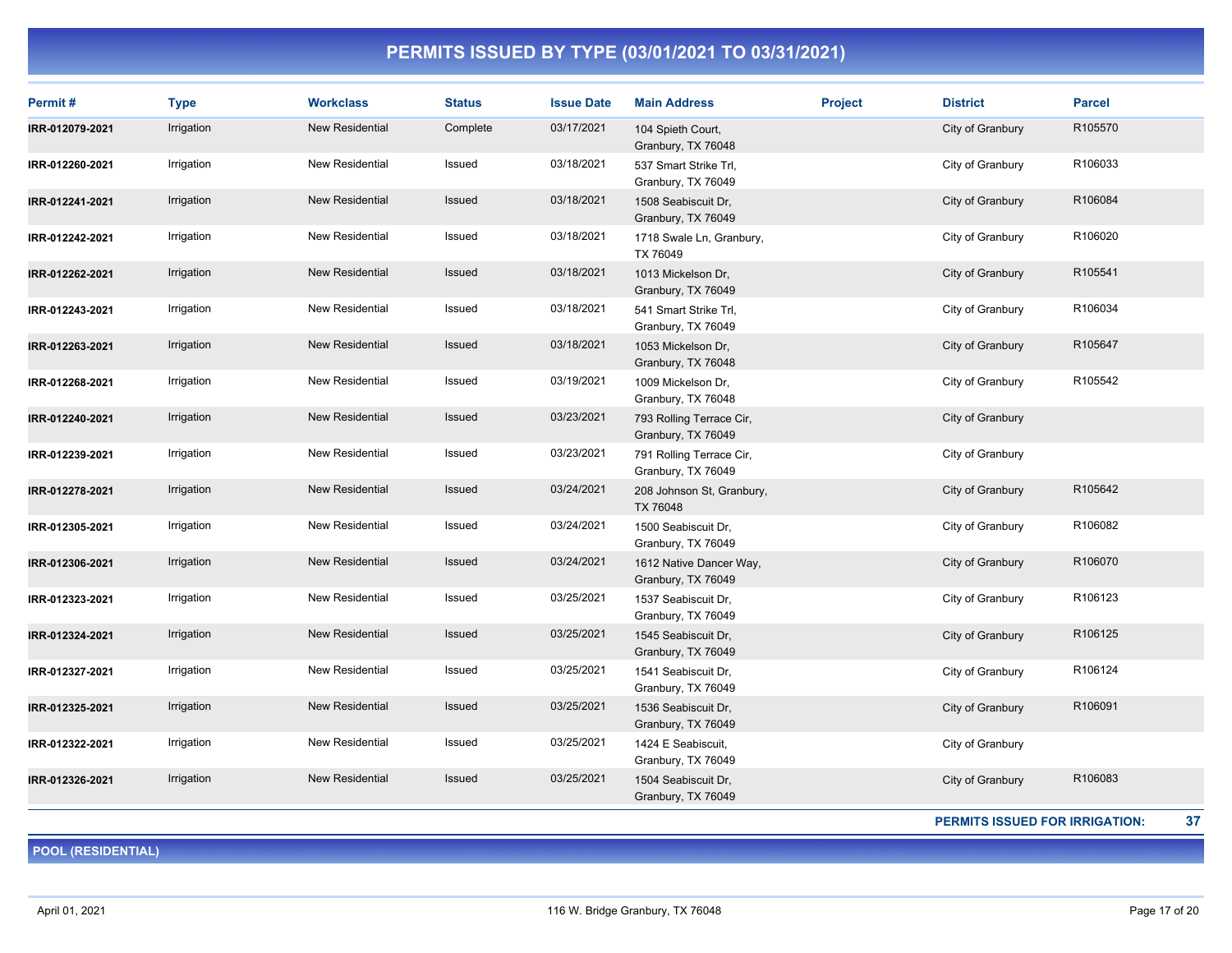## PERMITS ISSUED BY TYPE (03/01/2021 TO 03/31/2021)

| Permit # | Type | Workclass | Status | Issue Date | Main Address | Project | District | Parcel |
|---|---|---|---|---|---|---|---|---|
| IRR-012079-2021 | Irrigation | New Residential | Complete | 03/17/2021 | 104 Spieth Court, Granbury, TX 76048 | | City of Granbury | R105570 |
| IRR-012260-2021 | Irrigation | New Residential | Issued | 03/18/2021 | 537 Smart Strike Trl, Granbury, TX 76049 | | City of Granbury | R106033 |
| IRR-012241-2021 | Irrigation | New Residential | Issued | 03/18/2021 | 1508 Seabiscuit Dr, Granbury, TX 76049 | | City of Granbury | R106084 |
| IRR-012242-2021 | Irrigation | New Residential | Issued | 03/18/2021 | 1718 Swale Ln, Granbury, TX 76049 | | City of Granbury | R106020 |
| IRR-012262-2021 | Irrigation | New Residential | Issued | 03/18/2021 | 1013 Mickelson Dr, Granbury, TX 76049 | | City of Granbury | R105541 |
| IRR-012243-2021 | Irrigation | New Residential | Issued | 03/18/2021 | 541 Smart Strike Trl, Granbury, TX 76049 | | City of Granbury | R106034 |
| IRR-012263-2021 | Irrigation | New Residential | Issued | 03/18/2021 | 1053 Mickelson Dr, Granbury, TX 76048 | | City of Granbury | R105647 |
| IRR-012268-2021 | Irrigation | New Residential | Issued | 03/19/2021 | 1009 Mickelson Dr, Granbury, TX 76048 | | City of Granbury | R105542 |
| IRR-012240-2021 | Irrigation | New Residential | Issued | 03/23/2021 | 793 Rolling Terrace Cir, Granbury, TX 76049 | | City of Granbury | |
| IRR-012239-2021 | Irrigation | New Residential | Issued | 03/23/2021 | 791 Rolling Terrace Cir, Granbury, TX 76049 | | City of Granbury | |
| IRR-012278-2021 | Irrigation | New Residential | Issued | 03/24/2021 | 208 Johnson St, Granbury, TX 76048 | | City of Granbury | R105642 |
| IRR-012305-2021 | Irrigation | New Residential | Issued | 03/24/2021 | 1500 Seabiscuit Dr, Granbury, TX 76049 | | City of Granbury | R106082 |
| IRR-012306-2021 | Irrigation | New Residential | Issued | 03/24/2021 | 1612 Native Dancer Way, Granbury, TX 76049 | | City of Granbury | R106070 |
| IRR-012323-2021 | Irrigation | New Residential | Issued | 03/25/2021 | 1537 Seabiscuit Dr, Granbury, TX 76049 | | City of Granbury | R106123 |
| IRR-012324-2021 | Irrigation | New Residential | Issued | 03/25/2021 | 1545 Seabiscuit Dr, Granbury, TX 76049 | | City of Granbury | R106125 |
| IRR-012327-2021 | Irrigation | New Residential | Issued | 03/25/2021 | 1541 Seabiscuit Dr, Granbury, TX 76049 | | City of Granbury | R106124 |
| IRR-012325-2021 | Irrigation | New Residential | Issued | 03/25/2021 | 1536 Seabiscuit Dr, Granbury, TX 76049 | | City of Granbury | R106091 |
| IRR-012322-2021 | Irrigation | New Residential | Issued | 03/25/2021 | 1424 E Seabiscuit, Granbury, TX 76049 | | City of Granbury | |
| IRR-012326-2021 | Irrigation | New Residential | Issued | 03/25/2021 | 1504 Seabiscuit Dr, Granbury, TX 76049 | | City of Granbury | R106083 |

**PERMITS ISSUED FOR IRRIGATION: 37**

### POOL (RESIDENTIAL)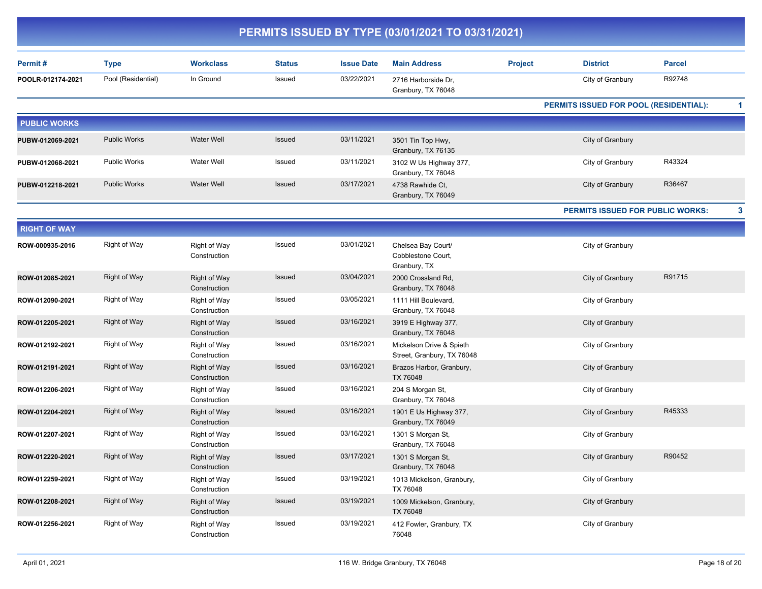# PERMITS ISSUED BY TYPE (03/01/2021 TO 03/31/2021)

| Permit # | Type | Workclass | Status | Issue Date | Main Address | Project | District | Parcel |
|---|---|---|---|---|---|---|---|---|
| POOLR-012174-2021 | Pool (Residential) | In Ground | Issued | 03/22/2021 | 2716 Harborside Dr, Granbury, TX 76048 | | City of Granbury | R92748 |

**PERMITS ISSUED FOR POOL (RESIDENTIAL): 1**

## PUBLIC WORKS

| Permit # | Type | Workclass | Status | Issue Date | Main Address | Project | District | Parcel |
|---|---|---|---|---|---|---|---|---|
| PUBW-012069-2021 | Public Works | Water Well | Issued | 03/11/2021 | 3501 Tin Top Hwy, Granbury, TX 76135 | | City of Granbury | |
| PUBW-012068-2021 | Public Works | Water Well | Issued | 03/11/2021 | 3102 W Us Highway 377, Granbury, TX 76048 | | City of Granbury | R43324 |
| PUBW-012218-2021 | Public Works | Water Well | Issued | 03/17/2021 | 4738 Rawhide Ct, Granbury, TX 76049 | | City of Granbury | R36467 |

**PERMITS ISSUED FOR PUBLIC WORKS: 3**

## RIGHT OF WAY

| Permit # | Type | Workclass | Status | Issue Date | Main Address | Project | District | Parcel |
|---|---|---|---|---|---|---|---|---|
| ROW-000935-2016 | Right of Way | Right of Way Construction | Issued | 03/01/2021 | Chelsea Bay Court/ Cobblestone Court, Granbury, TX | | City of Granbury | |
| ROW-012085-2021 | Right of Way | Right of Way Construction | Issued | 03/04/2021 | 2000 Crossland Rd, Granbury, TX 76048 | | City of Granbury | R91715 |
| ROW-012090-2021 | Right of Way | Right of Way Construction | Issued | 03/05/2021 | 1111 Hill Boulevard, Granbury, TX 76048 | | City of Granbury | |
| ROW-012205-2021 | Right of Way | Right of Way Construction | Issued | 03/16/2021 | 3919 E Highway 377, Granbury, TX 76048 | | City of Granbury | |
| ROW-012192-2021 | Right of Way | Right of Way Construction | Issued | 03/16/2021 | Mickelson Drive & Spieth Street, Granbury, TX 76048 | | City of Granbury | |
| ROW-012191-2021 | Right of Way | Right of Way Construction | Issued | 03/16/2021 | Brazos Harbor, Granbury, TX 76048 | | City of Granbury | |
| ROW-012206-2021 | Right of Way | Right of Way Construction | Issued | 03/16/2021 | 204 S Morgan St, Granbury, TX 76048 | | City of Granbury | |
| ROW-012204-2021 | Right of Way | Right of Way Construction | Issued | 03/16/2021 | 1901 E Us Highway 377, Granbury, TX 76049 | | City of Granbury | R45333 |
| ROW-012207-2021 | Right of Way | Right of Way Construction | Issued | 03/16/2021 | 1301 S Morgan St, Granbury, TX 76048 | | City of Granbury | |
| ROW-012220-2021 | Right of Way | Right of Way Construction | Issued | 03/17/2021 | 1301 S Morgan St, Granbury, TX 76048 | | City of Granbury | R90452 |
| ROW-012259-2021 | Right of Way | Right of Way Construction | Issued | 03/19/2021 | 1013 Mickelson, Granbury, TX 76048 | | City of Granbury | |
| ROW-012208-2021 | Right of Way | Right of Way Construction | Issued | 03/19/2021 | 1009 Mickelson, Granbury, TX 76048 | | City of Granbury | |
| ROW-012256-2021 | Right of Way | Right of Way Construction | Issued | 03/19/2021 | 412 Fowler, Granbury, TX 76048 | | City of Granbury | |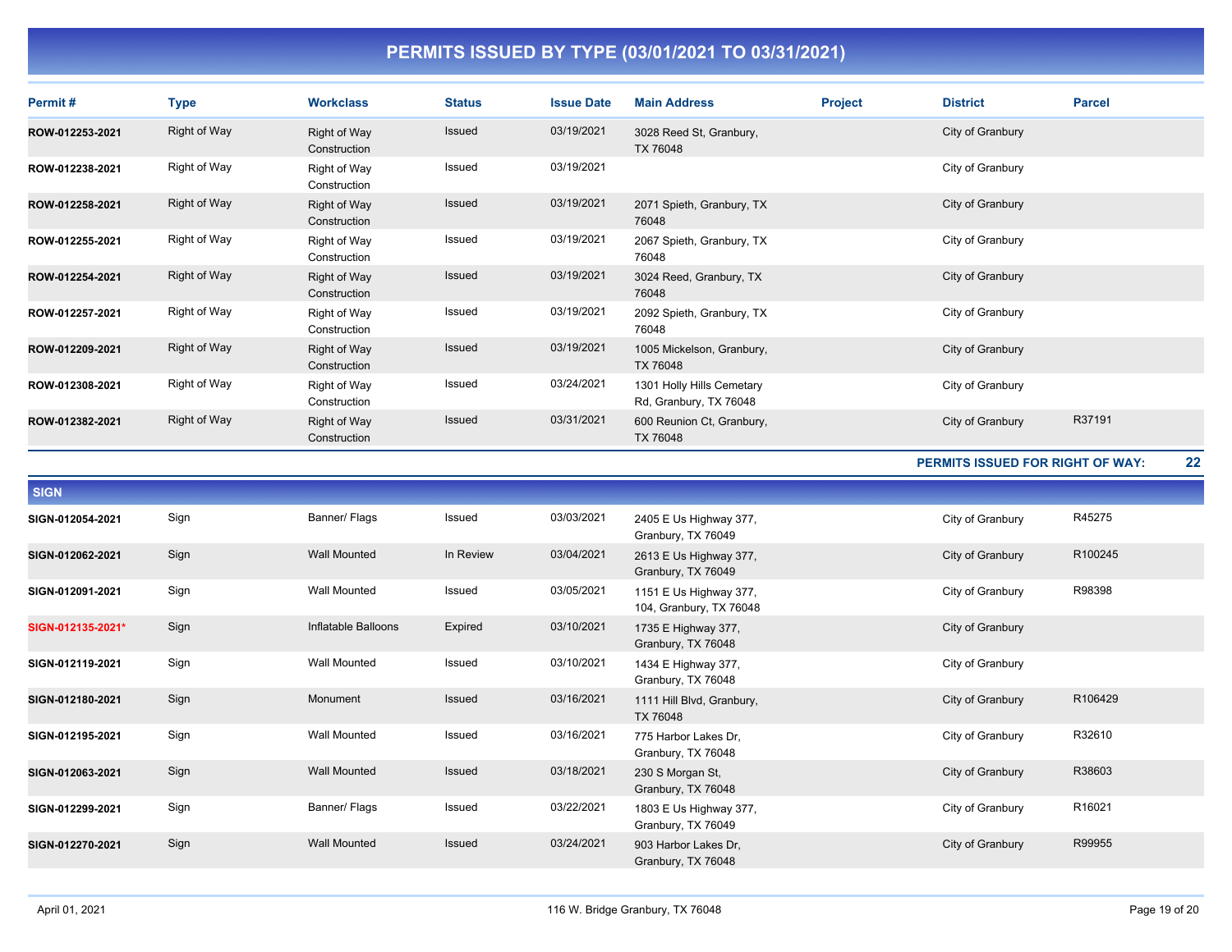# PERMITS ISSUED BY TYPE (03/01/2021 TO 03/31/2021)

| Permit # | Type | Workclass | Status | Issue Date | Main Address | Project | District | Parcel |
|---|---|---|---|---|---|---|---|---|
| ROW-012253-2021 | Right of Way | Right of Way Construction | Issued | 03/19/2021 | 3028 Reed St, Granbury, TX 76048 | | City of Granbury | |
| ROW-012238-2021 | Right of Way | Right of Way Construction | Issued | 03/19/2021 | | | City of Granbury | |
| ROW-012258-2021 | Right of Way | Right of Way Construction | Issued | 03/19/2021 | 2071 Spieth, Granbury, TX 76048 | | City of Granbury | |
| ROW-012255-2021 | Right of Way | Right of Way Construction | Issued | 03/19/2021 | 2067 Spieth, Granbury, TX 76048 | | City of Granbury | |
| ROW-012254-2021 | Right of Way | Right of Way Construction | Issued | 03/19/2021 | 3024 Reed, Granbury, TX 76048 | | City of Granbury | |
| ROW-012257-2021 | Right of Way | Right of Way Construction | Issued | 03/19/2021 | 2092 Spieth, Granbury, TX 76048 | | City of Granbury | |
| ROW-012209-2021 | Right of Way | Right of Way Construction | Issued | 03/19/2021 | 1005 Mickelson, Granbury, TX 76048 | | City of Granbury | |
| ROW-012308-2021 | Right of Way | Right of Way Construction | Issued | 03/24/2021 | 1301 Holly Hills Cemetary Rd, Granbury, TX 76048 | | City of Granbury | |
| ROW-012382-2021 | Right of Way | Right of Way Construction | Issued | 03/31/2021 | 600 Reunion Ct, Granbury, TX 76048 | | City of Granbury | R37191 |

**PERMITS ISSUED FOR RIGHT OF WAY: 22**

## SIGN

| Permit # | Type | Workclass | Status | Issue Date | Main Address | Project | District | Parcel |
|---|---|---|---|---|---|---|---|---|
| SIGN-012054-2021 | Sign | Banner/ Flags | Issued | 03/03/2021 | 2405 E Us Highway 377, Granbury, TX 76049 | | City of Granbury | R45275 |
| SIGN-012062-2021 | Sign | Wall Mounted | In Review | 03/04/2021 | 2613 E Us Highway 377, Granbury, TX 76049 | | City of Granbury | R100245 |
| SIGN-012091-2021 | Sign | Wall Mounted | Issued | 03/05/2021 | 1151 E Us Highway 377, 104, Granbury, TX 76048 | | City of Granbury | R98398 |
| SIGN-012135-2021* | Sign | Inflatable Balloons | Expired | 03/10/2021 | 1735 E Highway 377, Granbury, TX 76048 | | City of Granbury | |
| SIGN-012119-2021 | Sign | Wall Mounted | Issued | 03/10/2021 | 1434 E Highway 377, Granbury, TX 76048 | | City of Granbury | |
| SIGN-012180-2021 | Sign | Monument | Issued | 03/16/2021 | 1111 Hill Blvd, Granbury, TX 76048 | | City of Granbury | R106429 |
| SIGN-012195-2021 | Sign | Wall Mounted | Issued | 03/16/2021 | 775 Harbor Lakes Dr, Granbury, TX 76048 | | City of Granbury | R32610 |
| SIGN-012063-2021 | Sign | Wall Mounted | Issued | 03/18/2021 | 230 S Morgan St, Granbury, TX 76048 | | City of Granbury | R38603 |
| SIGN-012299-2021 | Sign | Banner/ Flags | Issued | 03/22/2021 | 1803 E Us Highway 377, Granbury, TX 76049 | | City of Granbury | R16021 |
| SIGN-012270-2021 | Sign | Wall Mounted | Issued | 03/24/2021 | 903 Harbor Lakes Dr, Granbury, TX 76048 | | City of Granbury | R99955 |

April 01, 2021 — 116 W. Bridge Granbury, TX 76048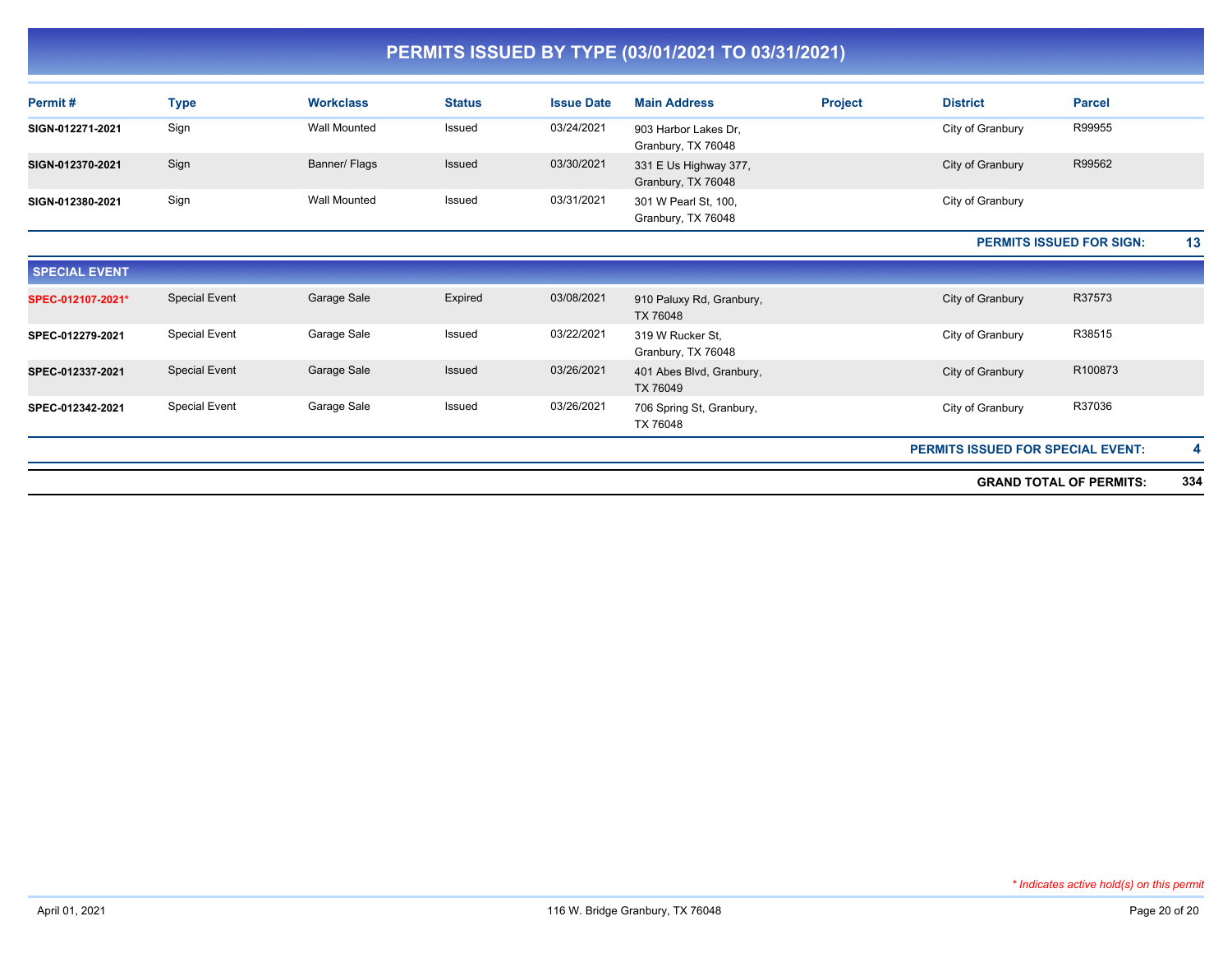# PERMITS ISSUED BY TYPE (03/01/2021 TO 03/31/2021)

| Permit # | Type | Workclass | Status | Issue Date | Main Address | Project | District | Parcel |
|---|---|---|---|---|---|---|---|---|
| SIGN-012271-2021 | Sign | Wall Mounted | Issued | 03/24/2021 | 903 Harbor Lakes Dr, Granbury, TX 76048 | | City of Granbury | R99955 |
| SIGN-012370-2021 | Sign | Banner/ Flags | Issued | 03/30/2021 | 331 E Us Highway 377, Granbury, TX 76048 | | City of Granbury | R99562 |
| SIGN-012380-2021 | Sign | Wall Mounted | Issued | 03/31/2021 | 301 W Pearl St, 100, Granbury, TX 76048 | | City of Granbury | |
| | | | | | | | **PERMITS ISSUED FOR SIGN:** | **13** |

## SPECIAL EVENT

| Permit # | Type | Workclass | Status | Issue Date | Main Address | Project | District | Parcel |
|---|---|---|---|---|---|---|---|---|
| SPEC-012107-2021* | Special Event | Garage Sale | Expired | 03/08/2021 | 910 Paluxy Rd, Granbury, TX 76048 | | City of Granbury | R37573 |
| SPEC-012279-2021 | Special Event | Garage Sale | Issued | 03/22/2021 | 319 W Rucker St, Granbury, TX 76048 | | City of Granbury | R38515 |
| SPEC-012337-2021 | Special Event | Garage Sale | Issued | 03/26/2021 | 401 Abes Blvd, Granbury, TX 76049 | | City of Granbury | R100873 |
| SPEC-012342-2021 | Special Event | Garage Sale | Issued | 03/26/2021 | 706 Spring St, Granbury, TX 76048 | | City of Granbury | R37036 |
| | | | | | | | **PERMITS ISSUED FOR SPECIAL EVENT:** | **4** |

**GRAND TOTAL OF PERMITS: 334**

*\* Indicates active hold(s) on this permit*

April 01, 2021 — 116 W. Bridge Granbury, TX 76048